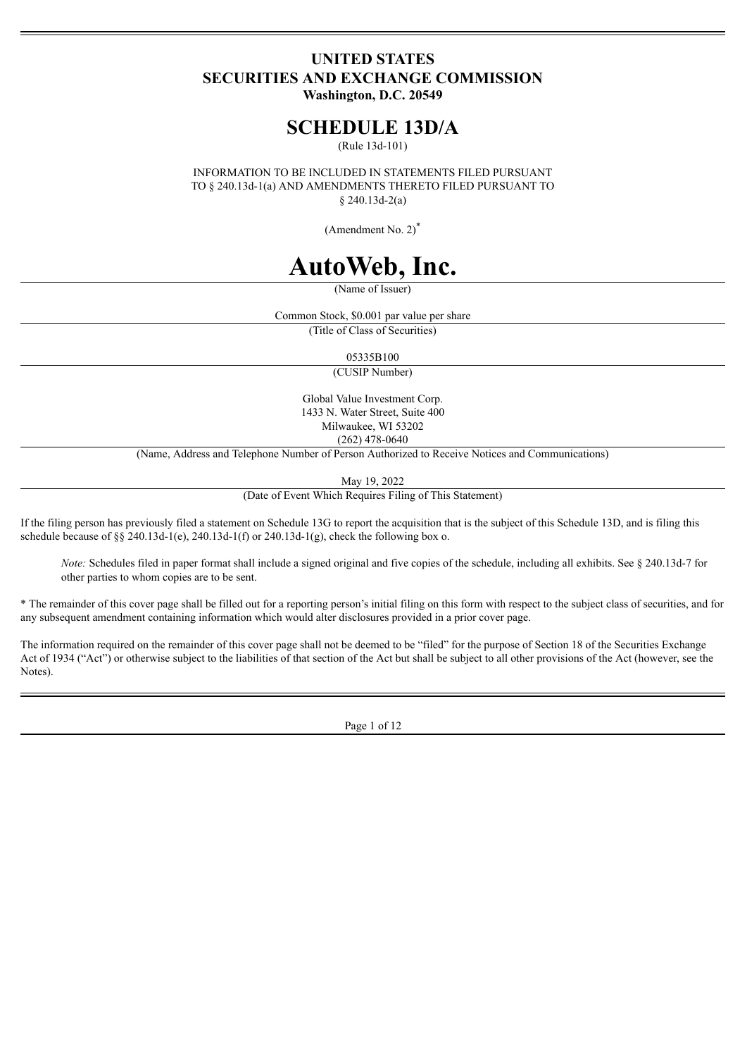# UNITED STATES
# SECURITIES AND EXCHANGE COMMISSION
**Washington, D.C. 20549**

# SCHEDULE 13D/A

(Rule 13d-101)

INFORMATION TO BE INCLUDED IN STATEMENTS FILED PURSUANT TO § 240.13d-1(a) AND AMENDMENTS THERETO FILED PURSUANT TO § 240.13d-2(a)

(Amendment No. 2)*

# AutoWeb, Inc.

(Name of Issuer)

Common Stock, $0.001 par value per share

(Title of Class of Securities)

05335B100

(CUSIP Number)

Global Value Investment Corp.
1433 N. Water Street, Suite 400
Milwaukee, WI 53202
(262) 478-0640

(Name, Address and Telephone Number of Person Authorized to Receive Notices and Communications)

May 19, 2022

(Date of Event Which Requires Filing of This Statement)

If the filing person has previously filed a statement on Schedule 13G to report the acquisition that is the subject of this Schedule 13D, and is filing this schedule because of §§ 240.13d-1(e), 240.13d-1(f) or 240.13d-1(g), check the following box o.

*Note:* Schedules filed in paper format shall include a signed original and five copies of the schedule, including all exhibits. See § 240.13d-7 for other parties to whom copies are to be sent.

* The remainder of this cover page shall be filled out for a reporting person's initial filing on this form with respect to the subject class of securities, and for any subsequent amendment containing information which would alter disclosures provided in a prior cover page.

The information required on the remainder of this cover page shall not be deemed to be "filed" for the purpose of Section 18 of the Securities Exchange Act of 1934 ("Act") or otherwise subject to the liabilities of that section of the Act but shall be subject to all other provisions of the Act (however, see the Notes).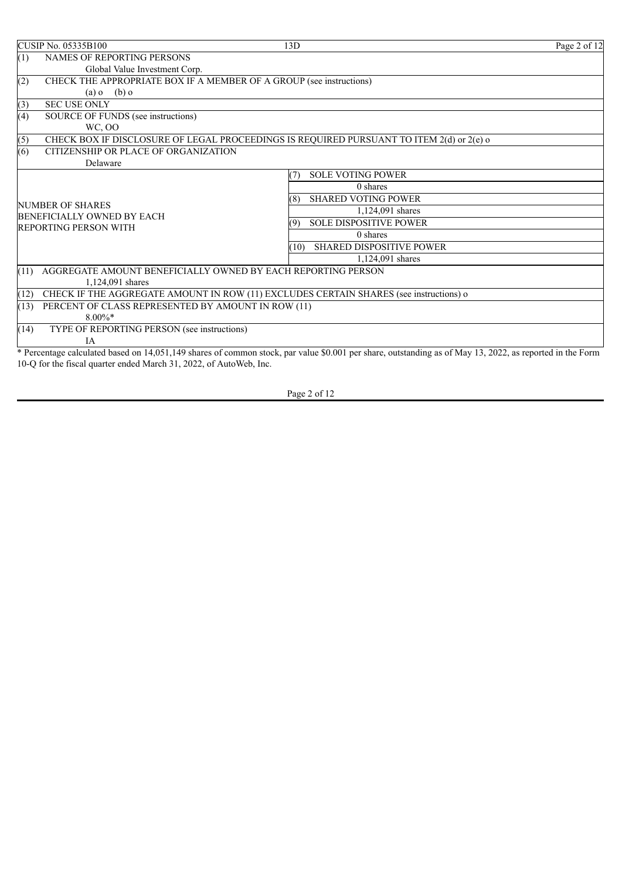CUSIP No. 05335B100 | 13D

| | | |
|---|---|---|
| (1) | NAMES OF REPORTING PERSONS<br>Global Value Investment Corp. | |
| (2) | CHECK THE APPROPRIATE BOX IF A MEMBER OF A GROUP (see instructions)<br>(a) o (b) o | |
| (3) | SEC USE ONLY | |
| (4) | SOURCE OF FUNDS (see instructions)<br>WC, OO | |
| (5) | CHECK BOX IF DISCLOSURE OF LEGAL PROCEEDINGS IS REQUIRED PURSUANT TO ITEM 2(d) or 2(e) o | |
| (6) | CITIZENSHIP OR PLACE OF ORGANIZATION<br>Delaware | |
| NUMBER OF SHARES BENEFICIALLY OWNED BY EACH REPORTING PERSON WITH | (7) | SOLE VOTING POWER<br>0 shares |
| | (8) | SHARED VOTING POWER<br>1,124,091 shares |
| | (9) | SOLE DISPOSITIVE POWER<br>0 shares |
| | (10) | SHARED DISPOSITIVE POWER<br>1,124,091 shares |
| (11) | AGGREGATE AMOUNT BENEFICIALLY OWNED BY EACH REPORTING PERSON<br>1,124,091 shares | |
| (12) | CHECK IF THE AGGREGATE AMOUNT IN ROW (11) EXCLUDES CERTAIN SHARES (see instructions) o | |
| (13) | PERCENT OF CLASS REPRESENTED BY AMOUNT IN ROW (11)<br>8.00%* | |
| (14) | TYPE OF REPORTING PERSON (see instructions)<br>IA | |

* Percentage calculated based on 14,051,149 shares of common stock, par value $0.001 per share, outstanding as of May 13, 2022, as reported in the Form 10-Q for the fiscal quarter ended March 31, 2022, of AutoWeb, Inc.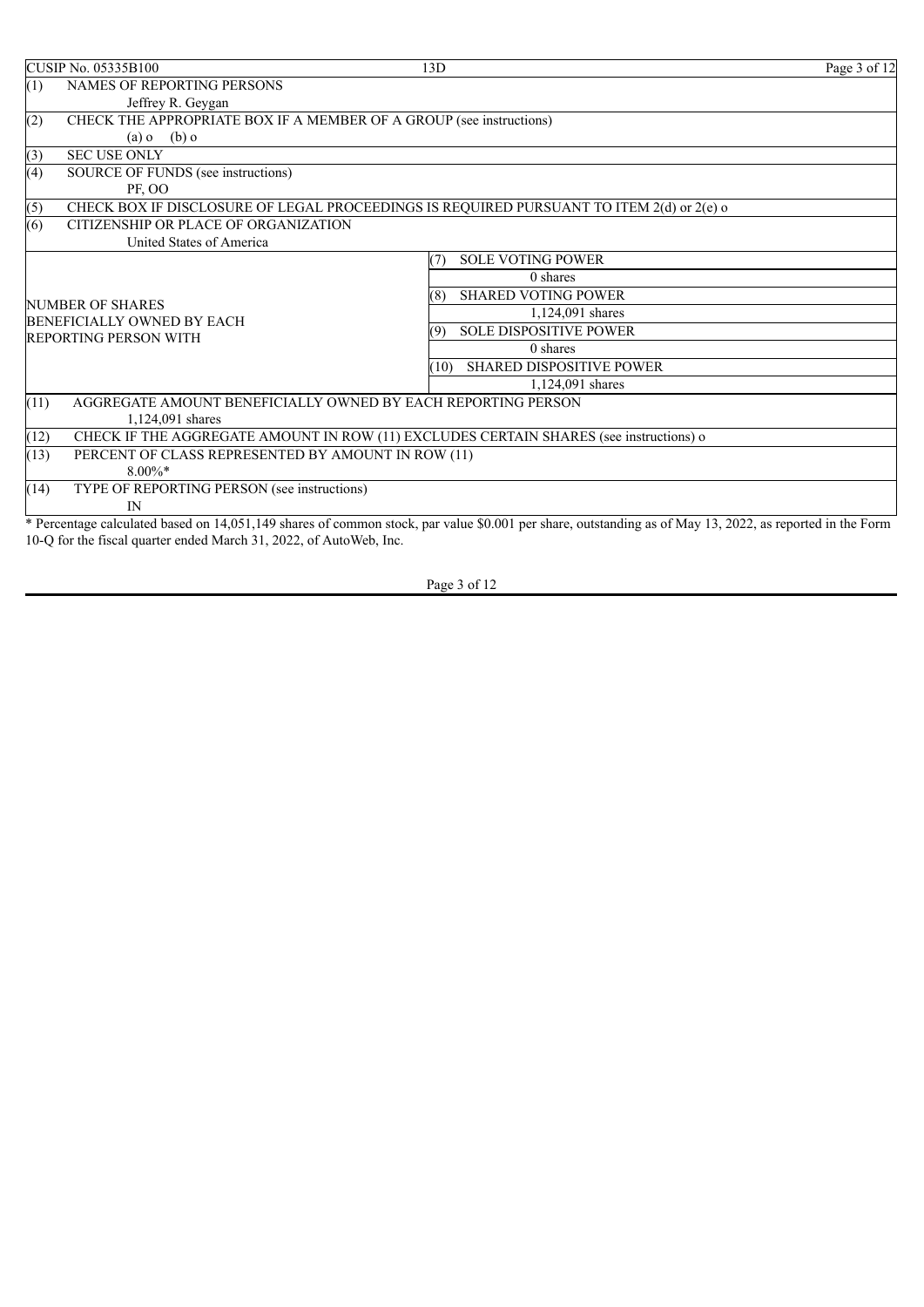| CUSIP No. 05335B100 | 13D | |
|---|---|---|
| (1) | NAMES OF REPORTING PERSONS<br>Jeffrey R. Geygan | |
| (2) | CHECK THE APPROPRIATE BOX IF A MEMBER OF A GROUP (see instructions)<br>(a) o (b) o | |
| (3) | SEC USE ONLY | |
| (4) | SOURCE OF FUNDS (see instructions)<br>PF, OO | |
| (5) | CHECK BOX IF DISCLOSURE OF LEGAL PROCEEDINGS IS REQUIRED PURSUANT TO ITEM 2(d) or 2(e) o | |
| (6) | CITIZENSHIP OR PLACE OF ORGANIZATION<br>United States of America | |
| NUMBER OF SHARES BENEFICIALLY OWNED BY EACH REPORTING PERSON WITH | (7) | SOLE VOTING POWER<br>0 shares |
| | (8) | SHARED VOTING POWER<br>1,124,091 shares |
| | (9) | SOLE DISPOSITIVE POWER<br>0 shares |
| | (10) | SHARED DISPOSITIVE POWER<br>1,124,091 shares |
| (11) | AGGREGATE AMOUNT BENEFICIALLY OWNED BY EACH REPORTING PERSON<br>1,124,091 shares | |
| (12) | CHECK IF THE AGGREGATE AMOUNT IN ROW (11) EXCLUDES CERTAIN SHARES (see instructions) o | |
| (13) | PERCENT OF CLASS REPRESENTED BY AMOUNT IN ROW (11)<br>8.00%* | |
| (14) | TYPE OF REPORTING PERSON (see instructions)<br>IN | |

* Percentage calculated based on 14,051,149 shares of common stock, par value $0.001 per share, outstanding as of May 13, 2022, as reported in the Form 10-Q for the fiscal quarter ended March 31, 2022, of AutoWeb, Inc.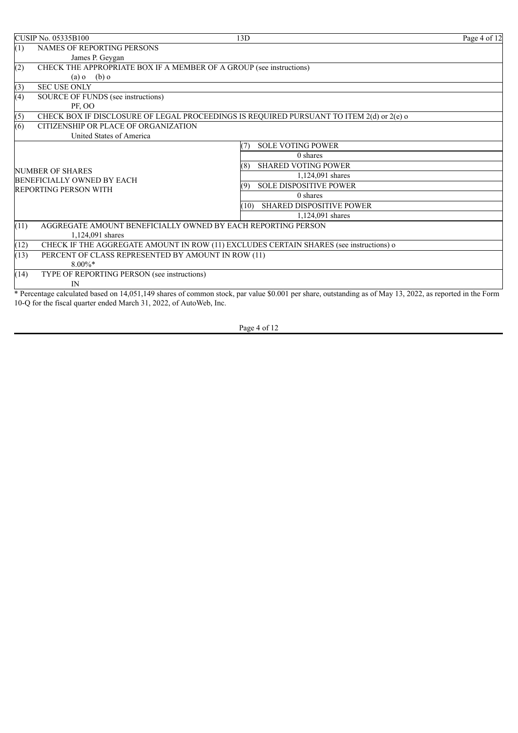| CUSIP No. 05335B100 | 13D |
|---|---|

| | | |
|---|---|---|
| (1) | NAMES OF REPORTING PERSONS<br>James P. Geygan | |
| (2) | CHECK THE APPROPRIATE BOX IF A MEMBER OF A GROUP (see instructions)<br>(a) o (b) o | |
| (3) | SEC USE ONLY | |
| (4) | SOURCE OF FUNDS (see instructions)<br>PF, OO | |
| (5) | CHECK BOX IF DISCLOSURE OF LEGAL PROCEEDINGS IS REQUIRED PURSUANT TO ITEM 2(d) or 2(e) o | |
| (6) | CITIZENSHIP OR PLACE OF ORGANIZATION<br>United States of America | |
| NUMBER OF SHARES BENEFICIALLY OWNED BY EACH REPORTING PERSON WITH | (7) | SOLE VOTING POWER<br>0 shares |
| | (8) | SHARED VOTING POWER<br>1,124,091 shares |
| | (9) | SOLE DISPOSITIVE POWER<br>0 shares |
| | (10) | SHARED DISPOSITIVE POWER<br>1,124,091 shares |
| (11) | AGGREGATE AMOUNT BENEFICIALLY OWNED BY EACH REPORTING PERSON<br>1,124,091 shares | |
| (12) | CHECK IF THE AGGREGATE AMOUNT IN ROW (11) EXCLUDES CERTAIN SHARES (see instructions) o | |
| (13) | PERCENT OF CLASS REPRESENTED BY AMOUNT IN ROW (11)<br>8.00%* | |
| (14) | TYPE OF REPORTING PERSON (see instructions)<br>IN | |

* Percentage calculated based on 14,051,149 shares of common stock, par value $0.001 per share, outstanding as of May 13, 2022, as reported in the Form 10-Q for the fiscal quarter ended March 31, 2022, of AutoWeb, Inc.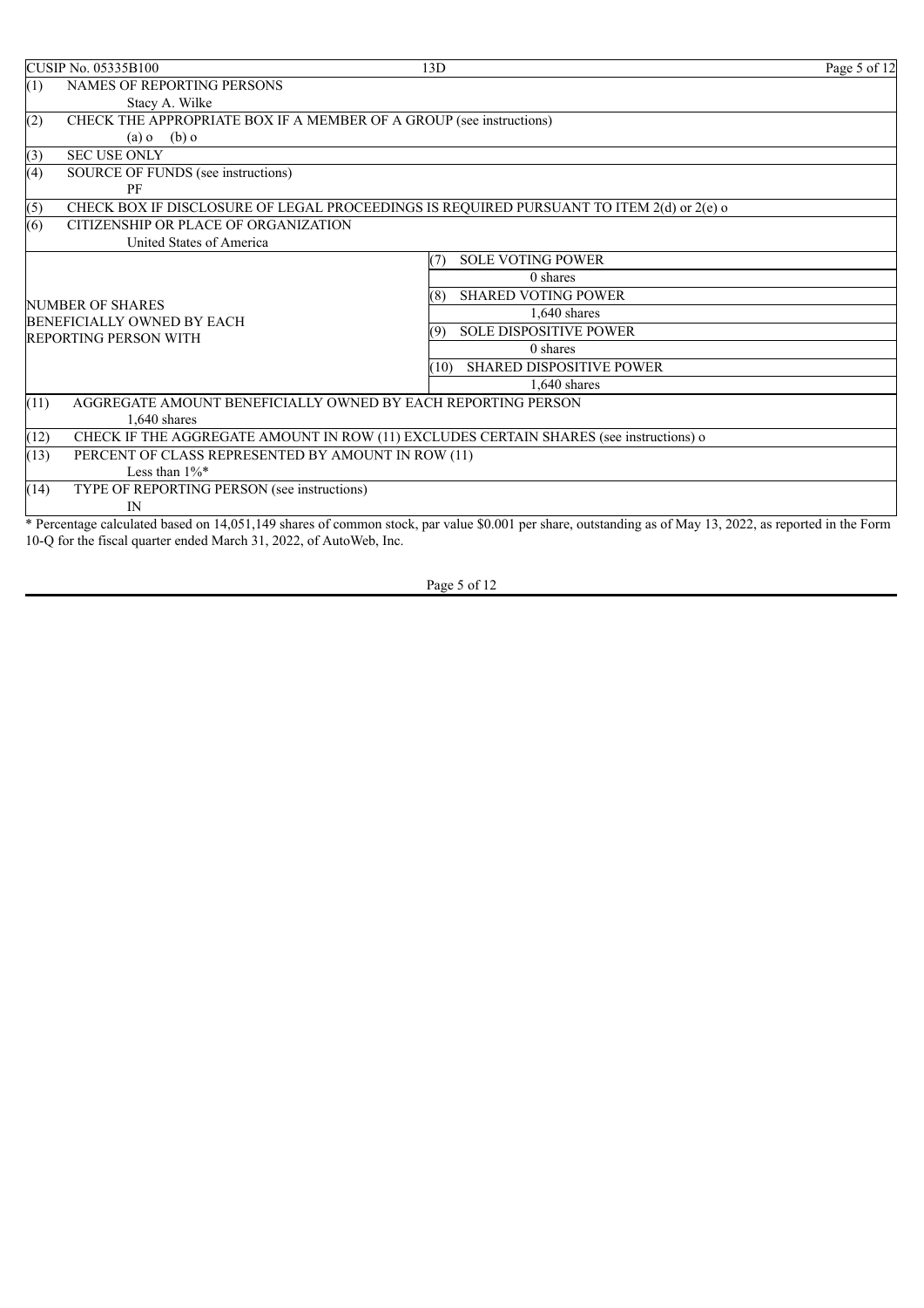| CUSIP No. 05335B100 | 13D | |
|---|---|---|
| (1) | NAMES OF REPORTING PERSONS<br>Stacy A. Wilke | |
| (2) | CHECK THE APPROPRIATE BOX IF A MEMBER OF A GROUP (see instructions)<br>(a) o (b) o | |
| (3) | SEC USE ONLY | |
| (4) | SOURCE OF FUNDS (see instructions)<br>PF | |
| (5) | CHECK BOX IF DISCLOSURE OF LEGAL PROCEEDINGS IS REQUIRED PURSUANT TO ITEM 2(d) or 2(e) o | |
| (6) | CITIZENSHIP OR PLACE OF ORGANIZATION<br>United States of America | |
| NUMBER OF SHARES BENEFICIALLY OWNED BY EACH REPORTING PERSON WITH | (7) SOLE VOTING POWER | 0 shares |
| | (8) SHARED VOTING POWER | 1,640 shares |
| | (9) SOLE DISPOSITIVE POWER | 0 shares |
| | (10) SHARED DISPOSITIVE POWER | 1,640 shares |
| (11) | AGGREGATE AMOUNT BENEFICIALLY OWNED BY EACH REPORTING PERSON<br>1,640 shares | |
| (12) | CHECK IF THE AGGREGATE AMOUNT IN ROW (11) EXCLUDES CERTAIN SHARES (see instructions) o | |
| (13) | PERCENT OF CLASS REPRESENTED BY AMOUNT IN ROW (11)<br>Less than 1%* | |
| (14) | TYPE OF REPORTING PERSON (see instructions)<br>IN | |

* Percentage calculated based on 14,051,149 shares of common stock, par value $0.001 per share, outstanding as of May 13, 2022, as reported in the Form 10-Q for the fiscal quarter ended March 31, 2022, of AutoWeb, Inc.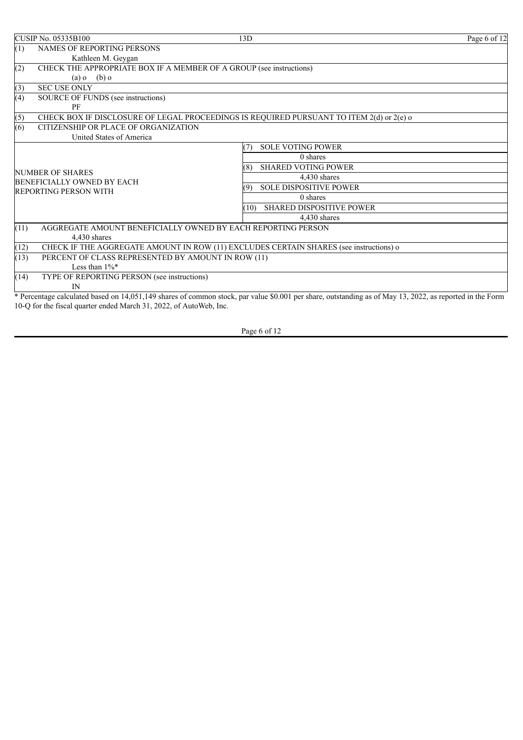| CUSIP No. 05335B100 | 13D | |
|---|---|---|
| (1) | NAMES OF REPORTING PERSONS<br>Kathleen M. Geygan | |
| (2) | CHECK THE APPROPRIATE BOX IF A MEMBER OF A GROUP (see instructions)<br>(a) o (b) o | |
| (3) | SEC USE ONLY | |
| (4) | SOURCE OF FUNDS (see instructions)<br>PF | |
| (5) | CHECK BOX IF DISCLOSURE OF LEGAL PROCEEDINGS IS REQUIRED PURSUANT TO ITEM 2(d) or 2(e) o | |
| (6) | CITIZENSHIP OR PLACE OF ORGANIZATION<br>United States of America | |
| NUMBER OF SHARES BENEFICIALLY OWNED BY EACH REPORTING PERSON WITH | (7) SOLE VOTING POWER | 0 shares |
| | (8) SHARED VOTING POWER | 4,430 shares |
| | (9) SOLE DISPOSITIVE POWER | 0 shares |
| | (10) SHARED DISPOSITIVE POWER | 4,430 shares |
| (11) | AGGREGATE AMOUNT BENEFICIALLY OWNED BY EACH REPORTING PERSON<br>4,430 shares | |
| (12) | CHECK IF THE AGGREGATE AMOUNT IN ROW (11) EXCLUDES CERTAIN SHARES (see instructions) o | |
| (13) | PERCENT OF CLASS REPRESENTED BY AMOUNT IN ROW (11)<br>Less than 1%* | |
| (14) | TYPE OF REPORTING PERSON (see instructions)<br>IN | |

* Percentage calculated based on 14,051,149 shares of common stock, par value $0.001 per share, outstanding as of May 13, 2022, as reported in the Form 10-Q for the fiscal quarter ended March 31, 2022, of AutoWeb, Inc.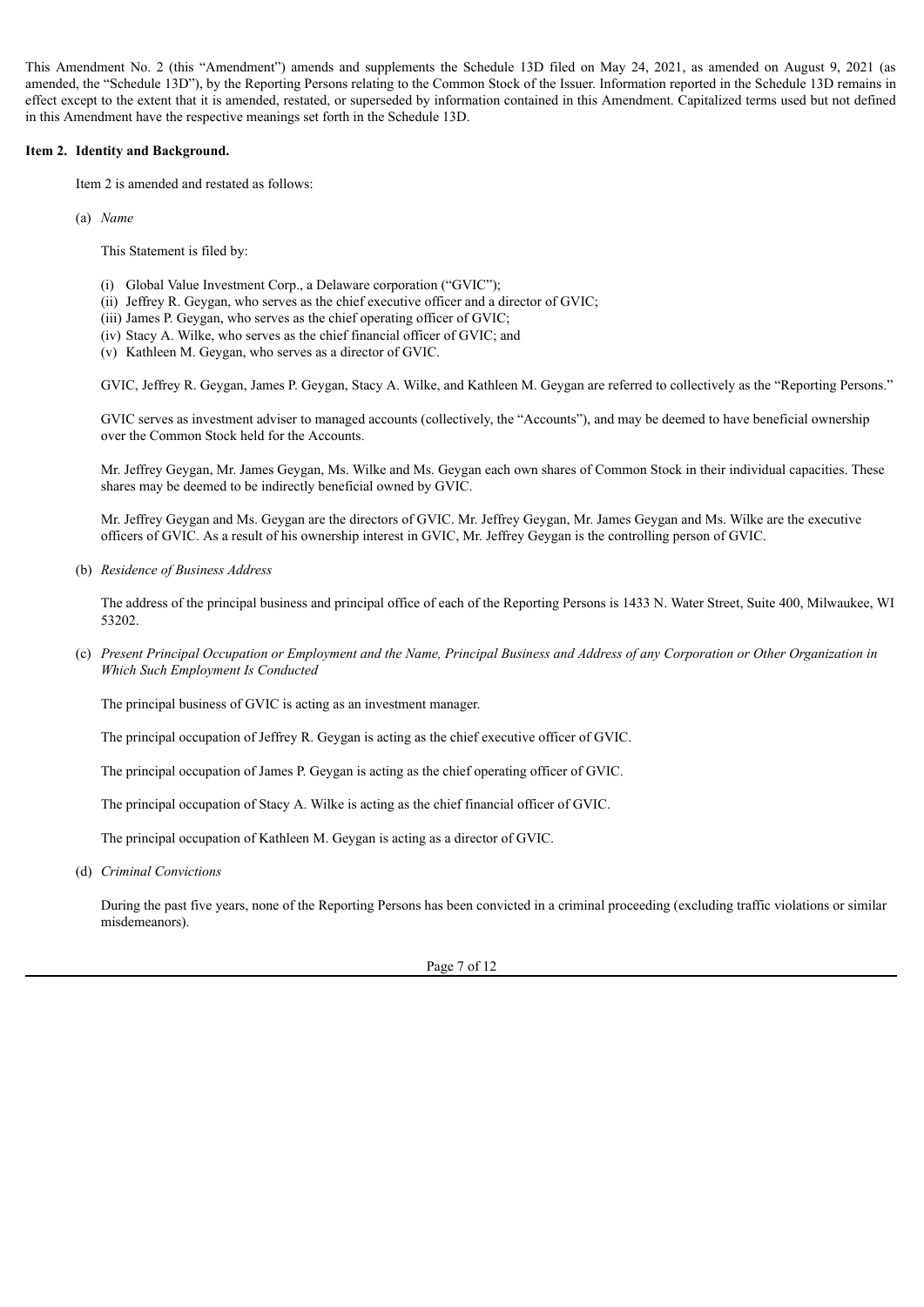This Amendment No. 2 (this "Amendment") amends and supplements the Schedule 13D filed on May 24, 2021, as amended on August 9, 2021 (as amended, the "Schedule 13D"), by the Reporting Persons relating to the Common Stock of the Issuer. Information reported in the Schedule 13D remains in effect except to the extent that it is amended, restated, or superseded by information contained in this Amendment. Capitalized terms used but not defined in this Amendment have the respective meanings set forth in the Schedule 13D.

**Item 2. Identity and Background.**

Item 2 is amended and restated as follows:

(a) *Name*

This Statement is filed by:

(i) Global Value Investment Corp., a Delaware corporation ("GVIC");
(ii) Jeffrey R. Geygan, who serves as the chief executive officer and a director of GVIC;
(iii) James P. Geygan, who serves as the chief operating officer of GVIC;
(iv) Stacy A. Wilke, who serves as the chief financial officer of GVIC; and
(v) Kathleen M. Geygan, who serves as a director of GVIC.

GVIC, Jeffrey R. Geygan, James P. Geygan, Stacy A. Wilke, and Kathleen M. Geygan are referred to collectively as the "Reporting Persons."

GVIC serves as investment adviser to managed accounts (collectively, the "Accounts"), and may be deemed to have beneficial ownership over the Common Stock held for the Accounts.

Mr. Jeffrey Geygan, Mr. James Geygan, Ms. Wilke and Ms. Geygan each own shares of Common Stock in their individual capacities. These shares may be deemed to be indirectly beneficial owned by GVIC.

Mr. Jeffrey Geygan and Ms. Geygan are the directors of GVIC. Mr. Jeffrey Geygan, Mr. James Geygan and Ms. Wilke are the executive officers of GVIC. As a result of his ownership interest in GVIC, Mr. Jeffrey Geygan is the controlling person of GVIC.

(b) *Residence of Business Address*

The address of the principal business and principal office of each of the Reporting Persons is 1433 N. Water Street, Suite 400, Milwaukee, WI 53202.

(c) *Present Principal Occupation or Employment and the Name, Principal Business and Address of any Corporation or Other Organization in Which Such Employment Is Conducted*

The principal business of GVIC is acting as an investment manager.

The principal occupation of Jeffrey R. Geygan is acting as the chief executive officer of GVIC.

The principal occupation of James P. Geygan is acting as the chief operating officer of GVIC.

The principal occupation of Stacy A. Wilke is acting as the chief financial officer of GVIC.

The principal occupation of Kathleen M. Geygan is acting as a director of GVIC.

(d) *Criminal Convictions*

During the past five years, none of the Reporting Persons has been convicted in a criminal proceeding (excluding traffic violations or similar misdemeanors).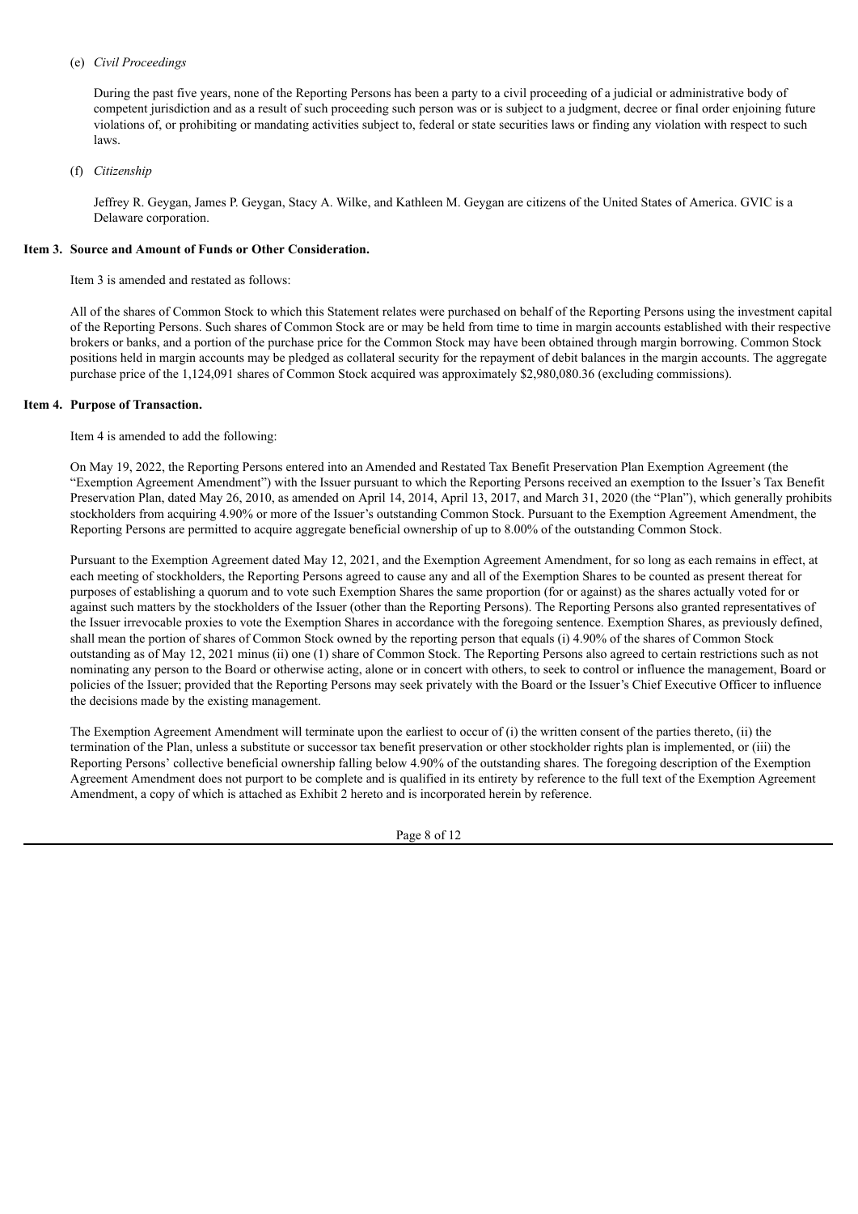(e) *Civil Proceedings*

During the past five years, none of the Reporting Persons has been a party to a civil proceeding of a judicial or administrative body of competent jurisdiction and as a result of such proceeding such person was or is subject to a judgment, decree or final order enjoining future violations of, or prohibiting or mandating activities subject to, federal or state securities laws or finding any violation with respect to such laws.

(f) *Citizenship*

Jeffrey R. Geygan, James P. Geygan, Stacy A. Wilke, and Kathleen M. Geygan are citizens of the United States of America. GVIC is a Delaware corporation.

**Item 3. Source and Amount of Funds or Other Consideration.**

Item 3 is amended and restated as follows:

All of the shares of Common Stock to which this Statement relates were purchased on behalf of the Reporting Persons using the investment capital of the Reporting Persons. Such shares of Common Stock are or may be held from time to time in margin accounts established with their respective brokers or banks, and a portion of the purchase price for the Common Stock may have been obtained through margin borrowing. Common Stock positions held in margin accounts may be pledged as collateral security for the repayment of debit balances in the margin accounts. The aggregate purchase price of the 1,124,091 shares of Common Stock acquired was approximately $2,980,080.36 (excluding commissions).

**Item 4. Purpose of Transaction.**

Item 4 is amended to add the following:

On May 19, 2022, the Reporting Persons entered into an Amended and Restated Tax Benefit Preservation Plan Exemption Agreement (the "Exemption Agreement Amendment") with the Issuer pursuant to which the Reporting Persons received an exemption to the Issuer's Tax Benefit Preservation Plan, dated May 26, 2010, as amended on April 14, 2014, April 13, 2017, and March 31, 2020 (the "Plan"), which generally prohibits stockholders from acquiring 4.90% or more of the Issuer's outstanding Common Stock. Pursuant to the Exemption Agreement Amendment, the Reporting Persons are permitted to acquire aggregate beneficial ownership of up to 8.00% of the outstanding Common Stock.

Pursuant to the Exemption Agreement dated May 12, 2021, and the Exemption Agreement Amendment, for so long as each remains in effect, at each meeting of stockholders, the Reporting Persons agreed to cause any and all of the Exemption Shares to be counted as present thereat for purposes of establishing a quorum and to vote such Exemption Shares the same proportion (for or against) as the shares actually voted for or against such matters by the stockholders of the Issuer (other than the Reporting Persons). The Reporting Persons also granted representatives of the Issuer irrevocable proxies to vote the Exemption Shares in accordance with the foregoing sentence. Exemption Shares, as previously defined, shall mean the portion of shares of Common Stock owned by the reporting person that equals (i) 4.90% of the shares of Common Stock outstanding as of May 12, 2021 minus (ii) one (1) share of Common Stock. The Reporting Persons also agreed to certain restrictions such as not nominating any person to the Board or otherwise acting, alone or in concert with others, to seek to control or influence the management, Board or policies of the Issuer; provided that the Reporting Persons may seek privately with the Board or the Issuer's Chief Executive Officer to influence the decisions made by the existing management.

The Exemption Agreement Amendment will terminate upon the earliest to occur of (i) the written consent of the parties thereto, (ii) the termination of the Plan, unless a substitute or successor tax benefit preservation or other stockholder rights plan is implemented, or (iii) the Reporting Persons' collective beneficial ownership falling below 4.90% of the outstanding shares. The foregoing description of the Exemption Agreement Amendment does not purport to be complete and is qualified in its entirety by reference to the full text of the Exemption Agreement Amendment, a copy of which is attached as Exhibit 2 hereto and is incorporated herein by reference.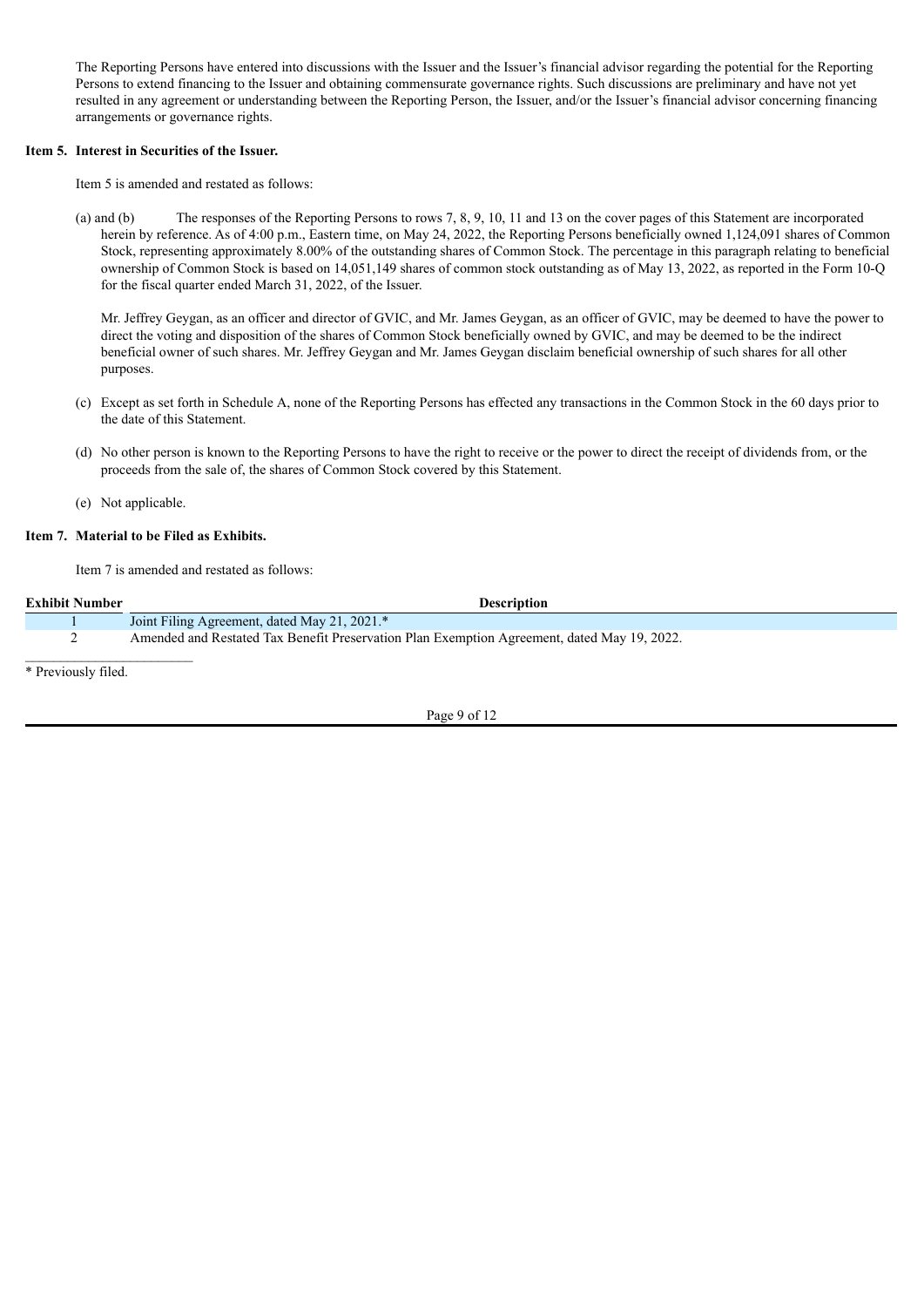The Reporting Persons have entered into discussions with the Issuer and the Issuer's financial advisor regarding the potential for the Reporting Persons to extend financing to the Issuer and obtaining commensurate governance rights. Such discussions are preliminary and have not yet resulted in any agreement or understanding between the Reporting Person, the Issuer, and/or the Issuer's financial advisor concerning financing arrangements or governance rights.

**Item 5. Interest in Securities of the Issuer.**

Item 5 is amended and restated as follows:

(a) and (b) The responses of the Reporting Persons to rows 7, 8, 9, 10, 11 and 13 on the cover pages of this Statement are incorporated herein by reference. As of 4:00 p.m., Eastern time, on May 24, 2022, the Reporting Persons beneficially owned 1,124,091 shares of Common Stock, representing approximately 8.00% of the outstanding shares of Common Stock. The percentage in this paragraph relating to beneficial ownership of Common Stock is based on 14,051,149 shares of common stock outstanding as of May 13, 2022, as reported in the Form 10-Q for the fiscal quarter ended March 31, 2022, of the Issuer.

Mr. Jeffrey Geygan, as an officer and director of GVIC, and Mr. James Geygan, as an officer of GVIC, may be deemed to have the power to direct the voting and disposition of the shares of Common Stock beneficially owned by GVIC, and may be deemed to be the indirect beneficial owner of such shares. Mr. Jeffrey Geygan and Mr. James Geygan disclaim beneficial ownership of such shares for all other purposes.

(c) Except as set forth in Schedule A, none of the Reporting Persons has effected any transactions in the Common Stock in the 60 days prior to the date of this Statement.

(d) No other person is known to the Reporting Persons to have the right to receive or the power to direct the receipt of dividends from, or the proceeds from the sale of, the shares of Common Stock covered by this Statement.

(e) Not applicable.

**Item 7. Material to be Filed as Exhibits.**

Item 7 is amended and restated as follows:

| Exhibit Number | Description |
|---|---|
| 1 | Joint Filing Agreement, dated May 21, 2021.* |
| 2 | Amended and Restated Tax Benefit Preservation Plan Exemption Agreement, dated May 19, 2022. |

\* Previously filed.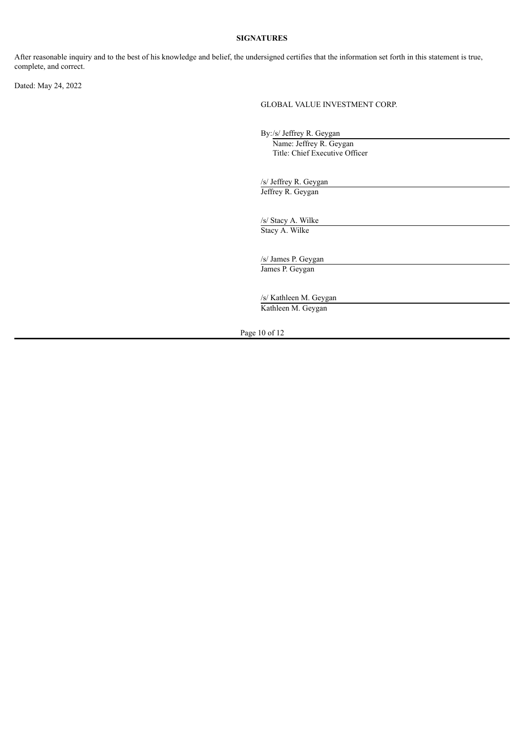**SIGNATURES**

After reasonable inquiry and to the best of his knowledge and belief, the undersigned certifies that the information set forth in this statement is true, complete, and correct.

Dated: May 24, 2022

GLOBAL VALUE INVESTMENT CORP.

By: /s/ Jeffrey R. Geygan
Name: Jeffrey R. Geygan
Title: Chief Executive Officer

/s/ Jeffrey R. Geygan
Jeffrey R. Geygan

/s/ Stacy A. Wilke
Stacy A. Wilke

/s/ James P. Geygan
James P. Geygan

/s/ Kathleen M. Geygan
Kathleen M. Geygan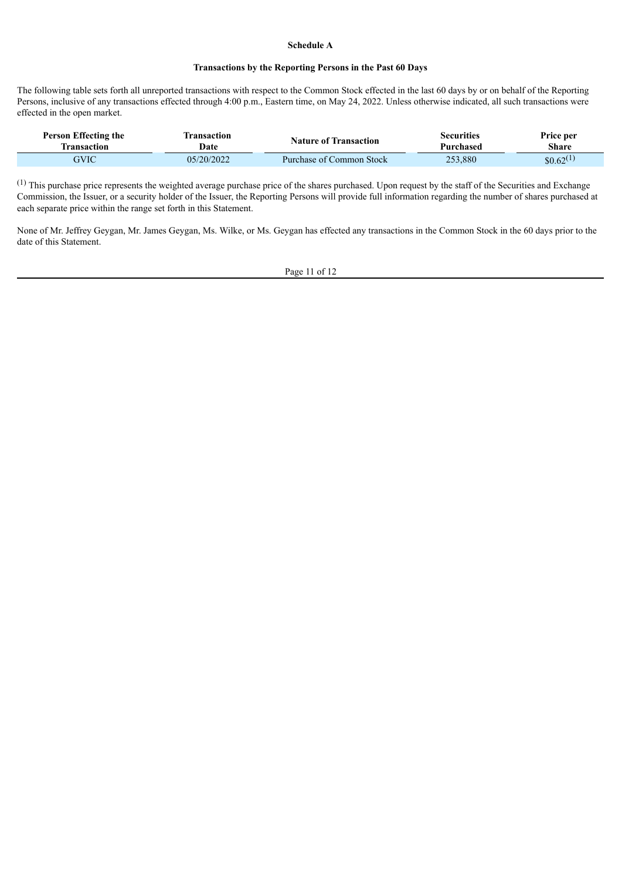**Schedule A**

**Transactions by the Reporting Persons in the Past 60 Days**

The following table sets forth all unreported transactions with respect to the Common Stock effected in the last 60 days by or on behalf of the Reporting Persons, inclusive of any transactions effected through 4:00 p.m., Eastern time, on May 24, 2022. Unless otherwise indicated, all such transactions were effected in the open market.

| Person Effecting the Transaction | Transaction Date | Nature of Transaction | Securities Purchased | Price per Share |
|---|---|---|---|---|
| GVIC | 05/20/2022 | Purchase of Common Stock | 253,880 | $0.62[(1)] |

[(1)] This purchase price represents the weighted average purchase price of the shares purchased. Upon request by the staff of the Securities and Exchange Commission, the Issuer, or a security holder of the Issuer, the Reporting Persons will provide full information regarding the number of shares purchased at each separate price within the range set forth in this Statement.

None of Mr. Jeffrey Geygan, Mr. James Geygan, Ms. Wilke, or Ms. Geygan has effected any transactions in the Common Stock in the 60 days prior to the date of this Statement.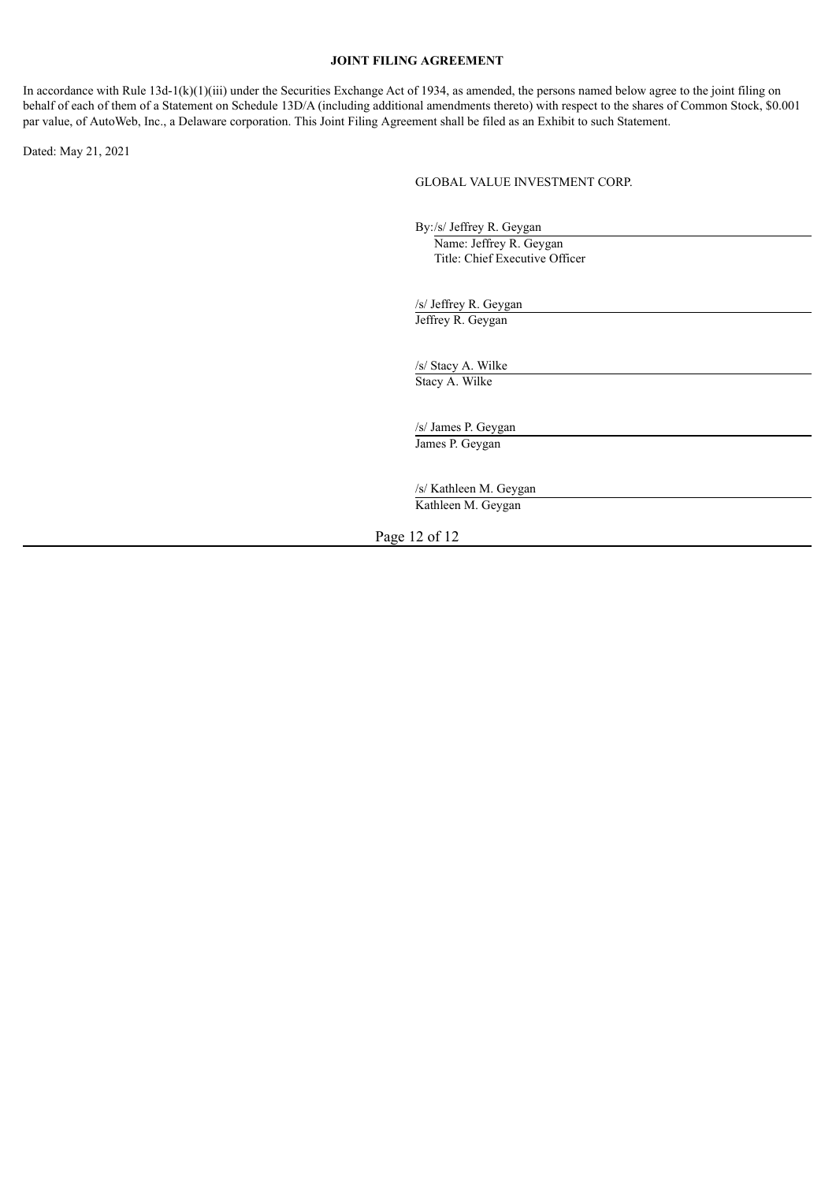**JOINT FILING AGREEMENT**

In accordance with Rule 13d-1(k)(1)(iii) under the Securities Exchange Act of 1934, as amended, the persons named below agree to the joint filing on behalf of each of them of a Statement on Schedule 13D/A (including additional amendments thereto) with respect to the shares of Common Stock, $0.001 par value, of AutoWeb, Inc., a Delaware corporation. This Joint Filing Agreement shall be filed as an Exhibit to such Statement.

Dated: May 21, 2021

GLOBAL VALUE INVESTMENT CORP.

By:/s/ Jeffrey R. Geygan
Name: Jeffrey R. Geygan
Title: Chief Executive Officer

/s/ Jeffrey R. Geygan
Jeffrey R. Geygan

/s/ Stacy A. Wilke
Stacy A. Wilke

/s/ James P. Geygan
James P. Geygan

/s/ Kathleen M. Geygan
Kathleen M. Geygan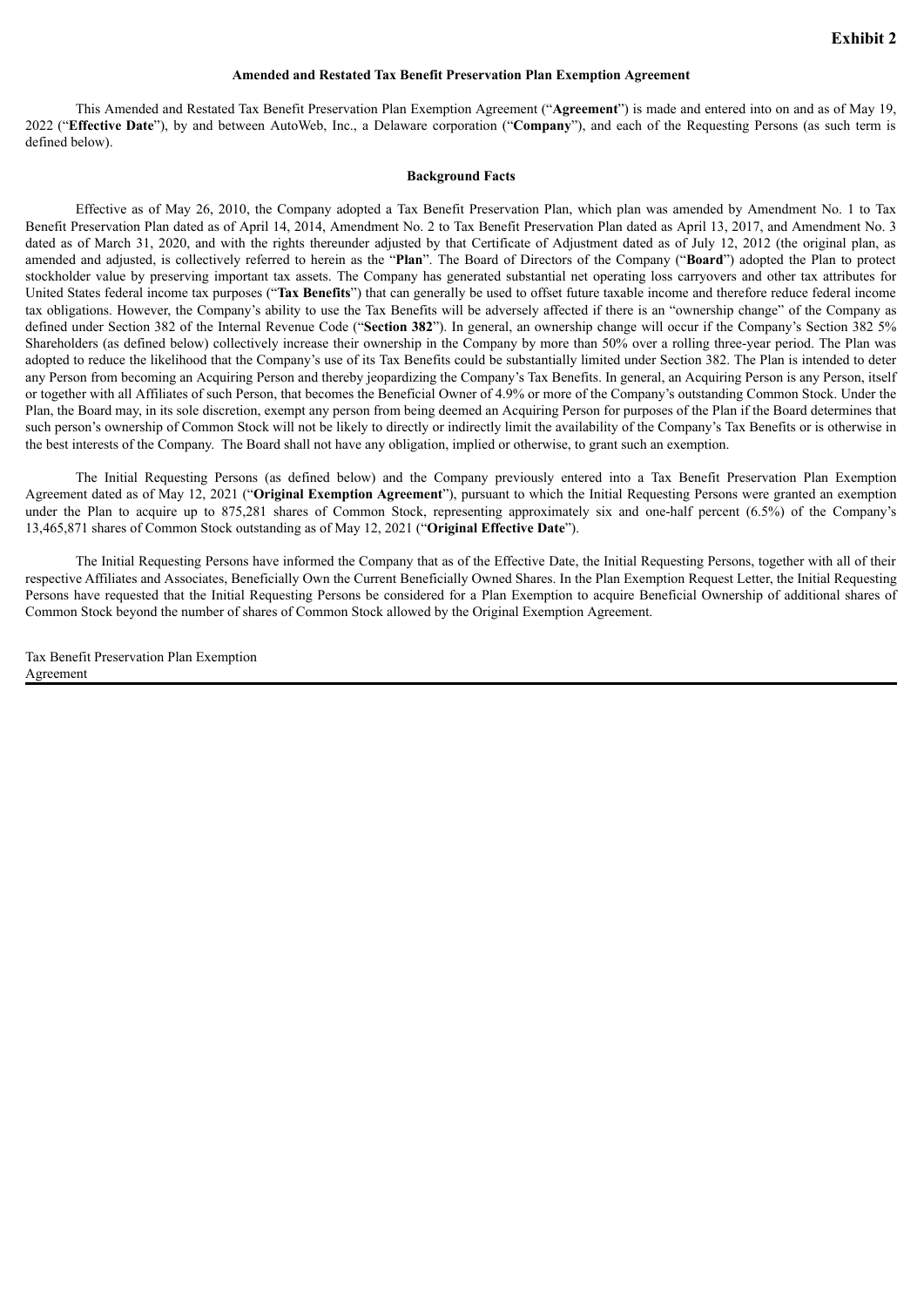**Exhibit 2**

**Amended and Restated Tax Benefit Preservation Plan Exemption Agreement**

This Amended and Restated Tax Benefit Preservation Plan Exemption Agreement ("**Agreement**") is made and entered into on and as of May 19, 2022 ("**Effective Date**"), by and between AutoWeb, Inc., a Delaware corporation ("**Company**"), and each of the Requesting Persons (as such term is defined below).

**Background Facts**

Effective as of May 26, 2010, the Company adopted a Tax Benefit Preservation Plan, which plan was amended by Amendment No. 1 to Tax Benefit Preservation Plan dated as of April 14, 2014, Amendment No. 2 to Tax Benefit Preservation Plan dated as April 13, 2017, and Amendment No. 3 dated as of March 31, 2020, and with the rights thereunder adjusted by that Certificate of Adjustment dated as of July 12, 2012 (the original plan, as amended and adjusted, is collectively referred to herein as the "**Plan**". The Board of Directors of the Company ("**Board**") adopted the Plan to protect stockholder value by preserving important tax assets. The Company has generated substantial net operating loss carryovers and other tax attributes for United States federal income tax purposes ("**Tax Benefits**") that can generally be used to offset future taxable income and therefore reduce federal income tax obligations. However, the Company's ability to use the Tax Benefits will be adversely affected if there is an "ownership change" of the Company as defined under Section 382 of the Internal Revenue Code ("**Section 382**"). In general, an ownership change will occur if the Company's Section 382 5% Shareholders (as defined below) collectively increase their ownership in the Company by more than 50% over a rolling three-year period. The Plan was adopted to reduce the likelihood that the Company's use of its Tax Benefits could be substantially limited under Section 382. The Plan is intended to deter any Person from becoming an Acquiring Person and thereby jeopardizing the Company's Tax Benefits. In general, an Acquiring Person is any Person, itself or together with all Affiliates of such Person, that becomes the Beneficial Owner of 4.9% or more of the Company's outstanding Common Stock. Under the Plan, the Board may, in its sole discretion, exempt any person from being deemed an Acquiring Person for purposes of the Plan if the Board determines that such person's ownership of Common Stock will not be likely to directly or indirectly limit the availability of the Company's Tax Benefits or is otherwise in the best interests of the Company. The Board shall not have any obligation, implied or otherwise, to grant such an exemption.

The Initial Requesting Persons (as defined below) and the Company previously entered into a Tax Benefit Preservation Plan Exemption Agreement dated as of May 12, 2021 ("**Original Exemption Agreement**"), pursuant to which the Initial Requesting Persons were granted an exemption under the Plan to acquire up to 875,281 shares of Common Stock, representing approximately six and one-half percent (6.5%) of the Company's 13,465,871 shares of Common Stock outstanding as of May 12, 2021 ("**Original Effective Date**").

The Initial Requesting Persons have informed the Company that as of the Effective Date, the Initial Requesting Persons, together with all of their respective Affiliates and Associates, Beneficially Own the Current Beneficially Owned Shares. In the Plan Exemption Request Letter, the Initial Requesting Persons have requested that the Initial Requesting Persons be considered for a Plan Exemption to acquire Beneficial Ownership of additional shares of Common Stock beyond the number of shares of Common Stock allowed by the Original Exemption Agreement.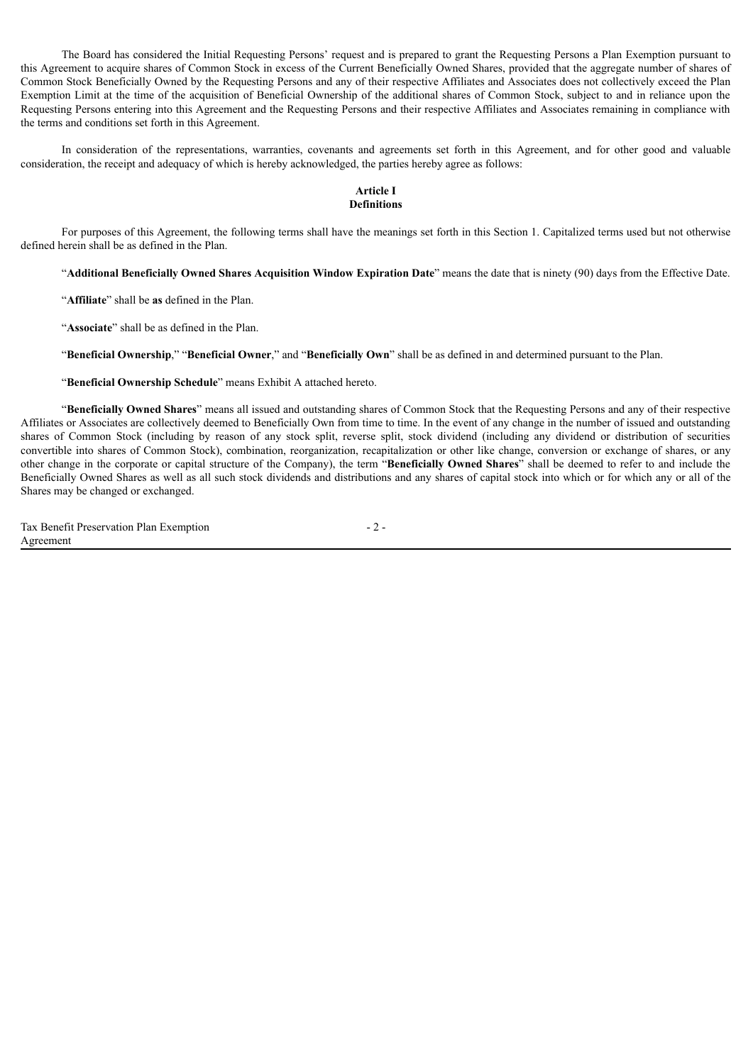The Board has considered the Initial Requesting Persons' request and is prepared to grant the Requesting Persons a Plan Exemption pursuant to this Agreement to acquire shares of Common Stock in excess of the Current Beneficially Owned Shares, provided that the aggregate number of shares of Common Stock Beneficially Owned by the Requesting Persons and any of their respective Affiliates and Associates does not collectively exceed the Plan Exemption Limit at the time of the acquisition of Beneficial Ownership of the additional shares of Common Stock, subject to and in reliance upon the Requesting Persons entering into this Agreement and the Requesting Persons and their respective Affiliates and Associates remaining in compliance with the terms and conditions set forth in this Agreement.

In consideration of the representations, warranties, covenants and agreements set forth in this Agreement, and for other good and valuable consideration, the receipt and adequacy of which is hereby acknowledged, the parties hereby agree as follows:

**Article I**
**Definitions**

For purposes of this Agreement, the following terms shall have the meanings set forth in this Section 1. Capitalized terms used but not otherwise defined herein shall be as defined in the Plan.

"**Additional Beneficially Owned Shares Acquisition Window Expiration Date**" means the date that is ninety (90) days from the Effective Date.

"**Affiliate**" shall be **as** defined in the Plan.

"**Associate**" shall be as defined in the Plan.

"**Beneficial Ownership**," "**Beneficial Owner**," and "**Beneficially Own**" shall be as defined in and determined pursuant to the Plan.

"**Beneficial Ownership Schedule**" means Exhibit A attached hereto.

"**Beneficially Owned Shares**" means all issued and outstanding shares of Common Stock that the Requesting Persons and any of their respective Affiliates or Associates are collectively deemed to Beneficially Own from time to time. In the event of any change in the number of issued and outstanding shares of Common Stock (including by reason of any stock split, reverse split, stock dividend (including any dividend or distribution of securities convertible into shares of Common Stock), combination, reorganization, recapitalization or other like change, conversion or exchange of shares, or any other change in the corporate or capital structure of the Company), the term "**Beneficially Owned Shares**" shall be deemed to refer to and include the Beneficially Owned Shares as well as all such stock dividends and distributions and any shares of capital stock into which or for which any or all of the Shares may be changed or exchanged.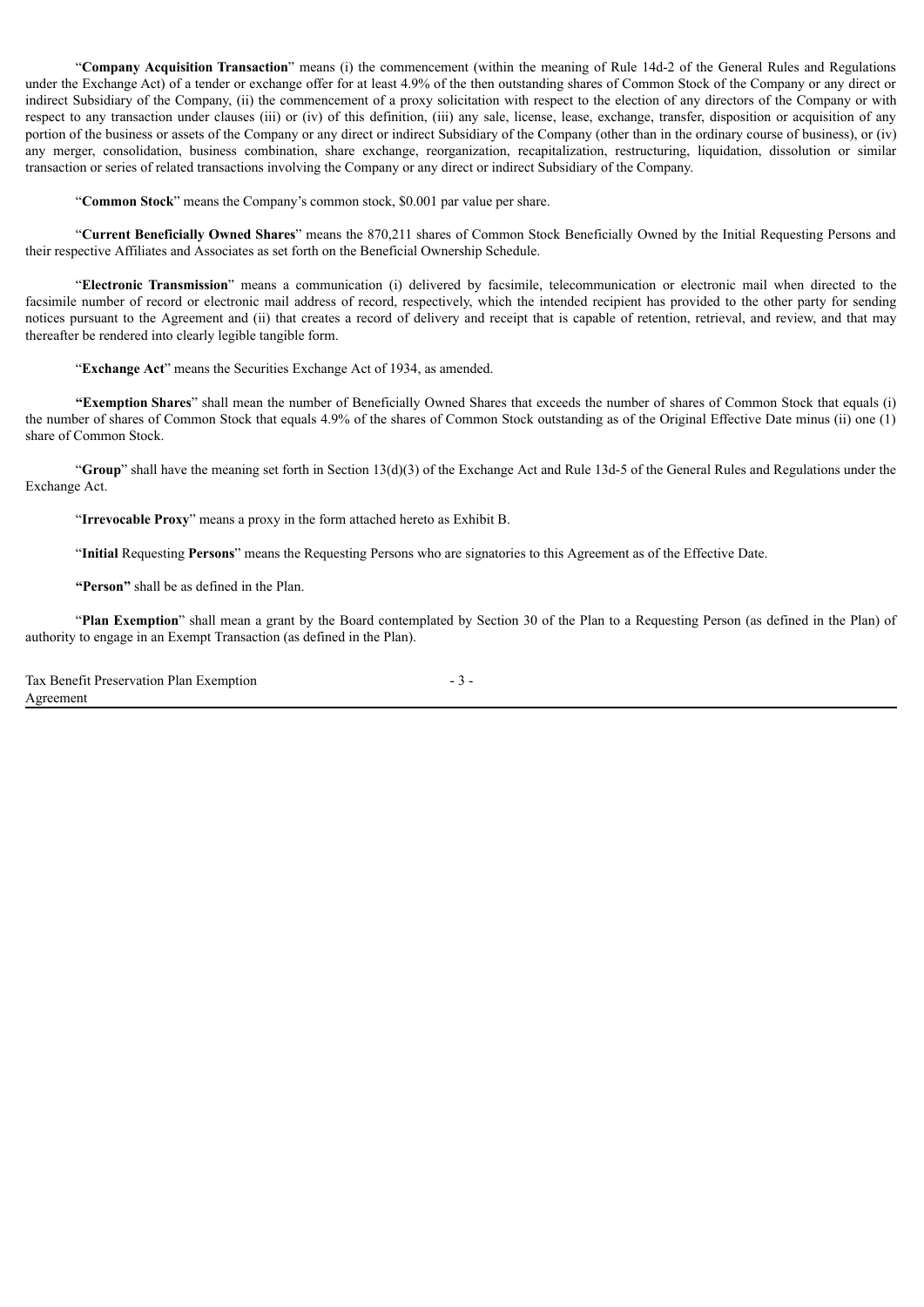"**Company Acquisition Transaction**" means (i) the commencement (within the meaning of Rule 14d-2 of the General Rules and Regulations under the Exchange Act) of a tender or exchange offer for at least 4.9% of the then outstanding shares of Common Stock of the Company or any direct or indirect Subsidiary of the Company, (ii) the commencement of a proxy solicitation with respect to the election of any directors of the Company or with respect to any transaction under clauses (iii) or (iv) of this definition, (iii) any sale, license, lease, exchange, transfer, disposition or acquisition of any portion of the business or assets of the Company or any direct or indirect Subsidiary of the Company (other than in the ordinary course of business), or (iv) any merger, consolidation, business combination, share exchange, reorganization, recapitalization, restructuring, liquidation, dissolution or similar transaction or series of related transactions involving the Company or any direct or indirect Subsidiary of the Company.

"**Common Stock**" means the Company's common stock, $0.001 par value per share.

"**Current Beneficially Owned Shares**" means the 870,211 shares of Common Stock Beneficially Owned by the Initial Requesting Persons and their respective Affiliates and Associates as set forth on the Beneficial Ownership Schedule.

"**Electronic Transmission**" means a communication (i) delivered by facsimile, telecommunication or electronic mail when directed to the facsimile number of record or electronic mail address of record, respectively, which the intended recipient has provided to the other party for sending notices pursuant to the Agreement and (ii) that creates a record of delivery and receipt that is capable of retention, retrieval, and review, and that may thereafter be rendered into clearly legible tangible form.

"**Exchange Act**" means the Securities Exchange Act of 1934, as amended.

**"Exemption Shares**" shall mean the number of Beneficially Owned Shares that exceeds the number of shares of Common Stock that equals (i) the number of shares of Common Stock that equals 4.9% of the shares of Common Stock outstanding as of the Original Effective Date minus (ii) one (1) share of Common Stock.

"**Group**" shall have the meaning set forth in Section 13(d)(3) of the Exchange Act and Rule 13d-5 of the General Rules and Regulations under the Exchange Act.

"**Irrevocable Proxy**" means a proxy in the form attached hereto as Exhibit B.

"**Initial** Requesting **Persons**" means the Requesting Persons who are signatories to this Agreement as of the Effective Date.

**"Person"** shall be as defined in the Plan.

"**Plan Exemption**" shall mean a grant by the Board contemplated by Section 30 of the Plan to a Requesting Person (as defined in the Plan) of authority to engage in an Exempt Transaction (as defined in the Plan).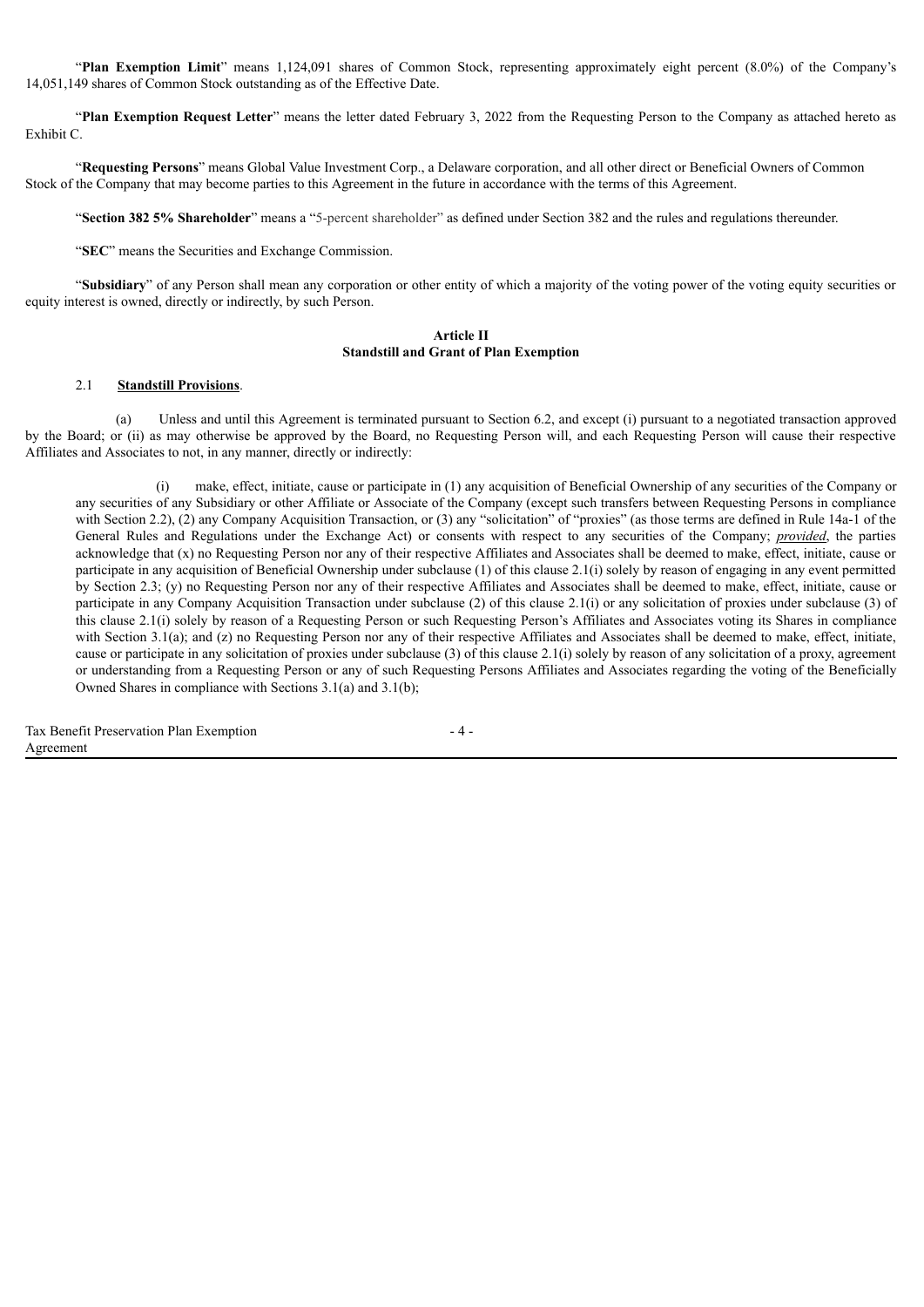"**Plan Exemption Limit**" means 1,124,091 shares of Common Stock, representing approximately eight percent (8.0%) of the Company's 14,051,149 shares of Common Stock outstanding as of the Effective Date.

"**Plan Exemption Request Letter**" means the letter dated February 3, 2022 from the Requesting Person to the Company as attached hereto as Exhibit C.

"**Requesting Persons**" means Global Value Investment Corp., a Delaware corporation, and all other direct or Beneficial Owners of Common Stock of the Company that may become parties to this Agreement in the future in accordance with the terms of this Agreement.

"**Section 382 5% Shareholder**" means a "5-percent shareholder" as defined under Section 382 and the rules and regulations thereunder.

"**SEC**" means the Securities and Exchange Commission.

"**Subsidiary**" of any Person shall mean any corporation or other entity of which a majority of the voting power of the voting equity securities or equity interest is owned, directly or indirectly, by such Person.

## Article II
## Standstill and Grant of Plan Exemption

2.1 **Standstill Provisions**.

(a) Unless and until this Agreement is terminated pursuant to Section 6.2, and except (i) pursuant to a negotiated transaction approved by the Board; or (ii) as may otherwise be approved by the Board, no Requesting Person will, and each Requesting Person will cause their respective Affiliates and Associates to not, in any manner, directly or indirectly:

(i) make, effect, initiate, cause or participate in (1) any acquisition of Beneficial Ownership of any securities of the Company or any securities of any Subsidiary or other Affiliate or Associate of the Company (except such transfers between Requesting Persons in compliance with Section 2.2), (2) any Company Acquisition Transaction, or (3) any "solicitation" of "proxies" (as those terms are defined in Rule 14a-1 of the General Rules and Regulations under the Exchange Act) or consents with respect to any securities of the Company; ***provided***, the parties acknowledge that (x) no Requesting Person nor any of their respective Affiliates and Associates shall be deemed to make, effect, initiate, cause or participate in any acquisition of Beneficial Ownership under subclause (1) of this clause 2.1(i) solely by reason of engaging in any event permitted by Section 2.3; (y) no Requesting Person nor any of their respective Affiliates and Associates shall be deemed to make, effect, initiate, cause or participate in any Company Acquisition Transaction under subclause (2) of this clause 2.1(i) or any solicitation of proxies under subclause (3) of this clause 2.1(i) solely by reason of a Requesting Person or such Requesting Person's Affiliates and Associates voting its Shares in compliance with Section 3.1(a); and (z) no Requesting Person nor any of their respective Affiliates and Associates shall be deemed to make, effect, initiate, cause or participate in any solicitation of proxies under subclause (3) of this clause 2.1(i) solely by reason of any solicitation of a proxy, agreement or understanding from a Requesting Person or any of such Requesting Persons Affiliates and Associates regarding the voting of the Beneficially Owned Shares in compliance with Sections 3.1(a) and 3.1(b);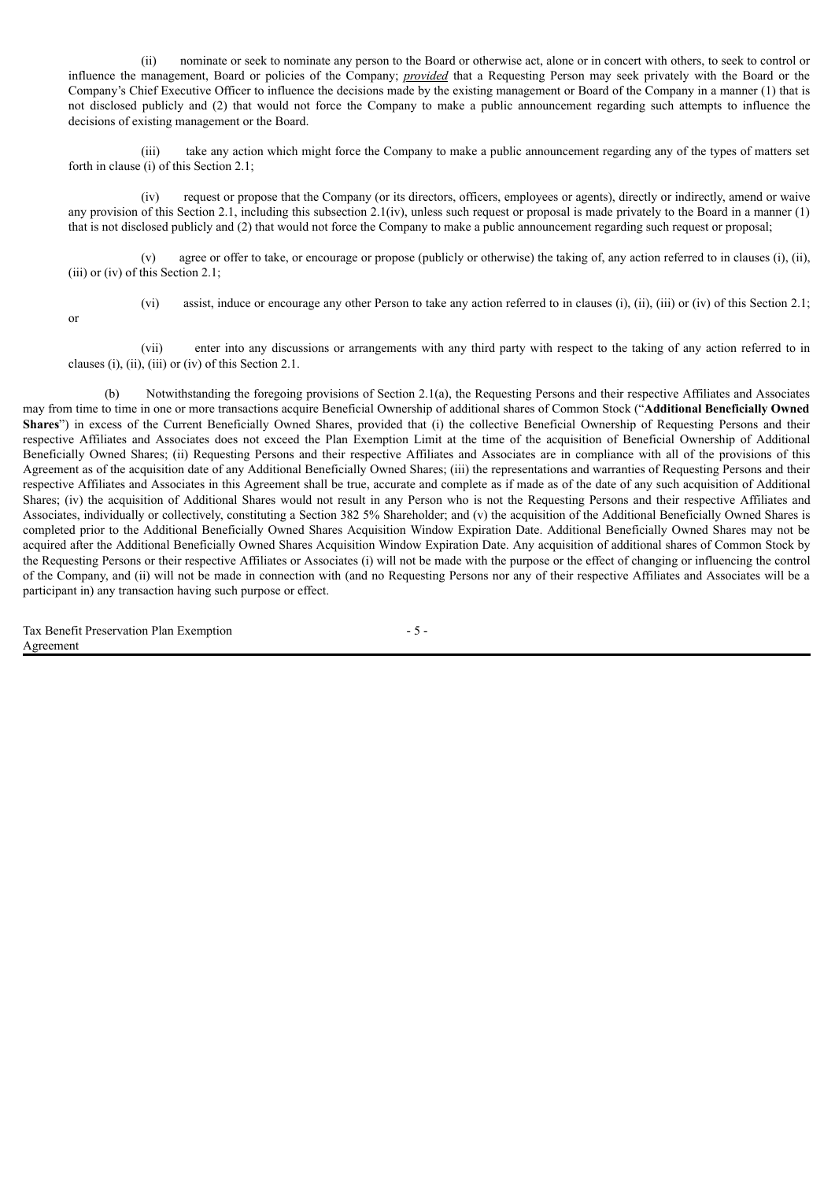(ii) nominate or seek to nominate any person to the Board or otherwise act, alone or in concert with others, to seek to control or influence the management, Board or policies of the Company; *provided* that a Requesting Person may seek privately with the Board or the Company's Chief Executive Officer to influence the decisions made by the existing management or Board of the Company in a manner (1) that is not disclosed publicly and (2) that would not force the Company to make a public announcement regarding such attempts to influence the decisions of existing management or the Board.

(iii) take any action which might force the Company to make a public announcement regarding any of the types of matters set forth in clause (i) of this Section 2.1;

(iv) request or propose that the Company (or its directors, officers, employees or agents), directly or indirectly, amend or waive any provision of this Section 2.1, including this subsection 2.1(iv), unless such request or proposal is made privately to the Board in a manner (1) that is not disclosed publicly and (2) that would not force the Company to make a public announcement regarding such request or proposal;

(v) agree or offer to take, or encourage or propose (publicly or otherwise) the taking of, any action referred to in clauses (i), (ii), (iii) or (iv) of this Section 2.1;

(vi) assist, induce or encourage any other Person to take any action referred to in clauses (i), (ii), (iii) or (iv) of this Section 2.1; or

(vii) enter into any discussions or arrangements with any third party with respect to the taking of any action referred to in clauses (i), (ii), (iii) or (iv) of this Section 2.1.

(b) Notwithstanding the foregoing provisions of Section 2.1(a), the Requesting Persons and their respective Affiliates and Associates may from time to time in one or more transactions acquire Beneficial Ownership of additional shares of Common Stock ("**Additional Beneficially Owned Shares**") in excess of the Current Beneficially Owned Shares, provided that (i) the collective Beneficial Ownership of Requesting Persons and their respective Affiliates and Associates does not exceed the Plan Exemption Limit at the time of the acquisition of Beneficial Ownership of Additional Beneficially Owned Shares; (ii) Requesting Persons and their respective Affiliates and Associates are in compliance with all of the provisions of this Agreement as of the acquisition date of any Additional Beneficially Owned Shares; (iii) the representations and warranties of Requesting Persons and their respective Affiliates and Associates in this Agreement shall be true, accurate and complete as if made as of the date of any such acquisition of Additional Shares; (iv) the acquisition of Additional Shares would not result in any Person who is not the Requesting Persons and their respective Affiliates and Associates, individually or collectively, constituting a Section 382 5% Shareholder; and (v) the acquisition of the Additional Beneficially Owned Shares is completed prior to the Additional Beneficially Owned Shares Acquisition Window Expiration Date. Additional Beneficially Owned Shares may not be acquired after the Additional Beneficially Owned Shares Acquisition Window Expiration Date. Any acquisition of additional shares of Common Stock by the Requesting Persons or their respective Affiliates or Associates (i) will not be made with the purpose or the effect of changing or influencing the control of the Company, and (ii) will not be made in connection with (and no Requesting Persons nor any of their respective Affiliates and Associates will be a participant in) any transaction having such purpose or effect.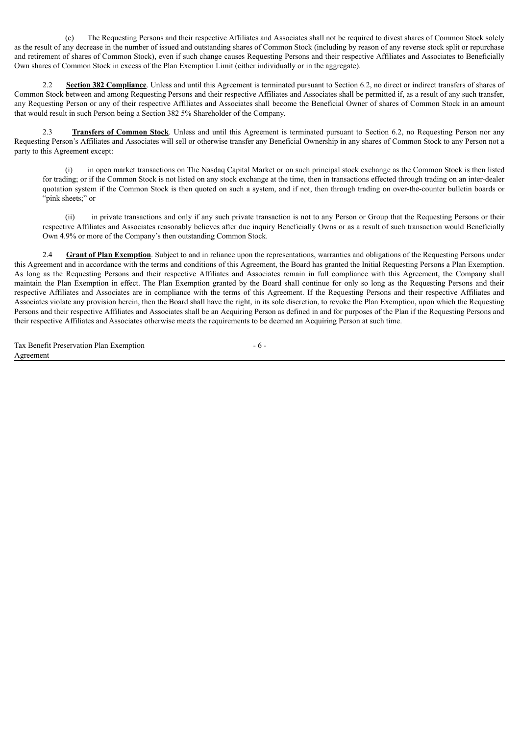(c) The Requesting Persons and their respective Affiliates and Associates shall not be required to divest shares of Common Stock solely as the result of any decrease in the number of issued and outstanding shares of Common Stock (including by reason of any reverse stock split or repurchase and retirement of shares of Common Stock), even if such change causes Requesting Persons and their respective Affiliates and Associates to Beneficially Own shares of Common Stock in excess of the Plan Exemption Limit (either individually or in the aggregate).

2.2 **Section 382 Compliance**. Unless and until this Agreement is terminated pursuant to Section 6.2, no direct or indirect transfers of shares of Common Stock between and among Requesting Persons and their respective Affiliates and Associates shall be permitted if, as a result of any such transfer, any Requesting Person or any of their respective Affiliates and Associates shall become the Beneficial Owner of shares of Common Stock in an amount that would result in such Person being a Section 382 5% Shareholder of the Company.

2.3 **Transfers of Common Stock**. Unless and until this Agreement is terminated pursuant to Section 6.2, no Requesting Person nor any Requesting Person's Affiliates and Associates will sell or otherwise transfer any Beneficial Ownership in any shares of Common Stock to any Person not a party to this Agreement except:

(i) in open market transactions on The Nasdaq Capital Market or on such principal stock exchange as the Common Stock is then listed for trading; or if the Common Stock is not listed on any stock exchange at the time, then in transactions effected through trading on an inter-dealer quotation system if the Common Stock is then quoted on such a system, and if not, then through trading on over-the-counter bulletin boards or "pink sheets;" or

(ii) in private transactions and only if any such private transaction is not to any Person or Group that the Requesting Persons or their respective Affiliates and Associates reasonably believes after due inquiry Beneficially Owns or as a result of such transaction would Beneficially Own 4.9% or more of the Company's then outstanding Common Stock.

2.4 **Grant of Plan Exemption**. Subject to and in reliance upon the representations, warranties and obligations of the Requesting Persons under this Agreement and in accordance with the terms and conditions of this Agreement, the Board has granted the Initial Requesting Persons a Plan Exemption. As long as the Requesting Persons and their respective Affiliates and Associates remain in full compliance with this Agreement, the Company shall maintain the Plan Exemption in effect. The Plan Exemption granted by the Board shall continue for only so long as the Requesting Persons and their respective Affiliates and Associates are in compliance with the terms of this Agreement. If the Requesting Persons and their respective Affiliates and Associates violate any provision herein, then the Board shall have the right, in its sole discretion, to revoke the Plan Exemption, upon which the Requesting Persons and their respective Affiliates and Associates shall be an Acquiring Person as defined in and for purposes of the Plan if the Requesting Persons and their respective Affiliates and Associates otherwise meets the requirements to be deemed an Acquiring Person at such time.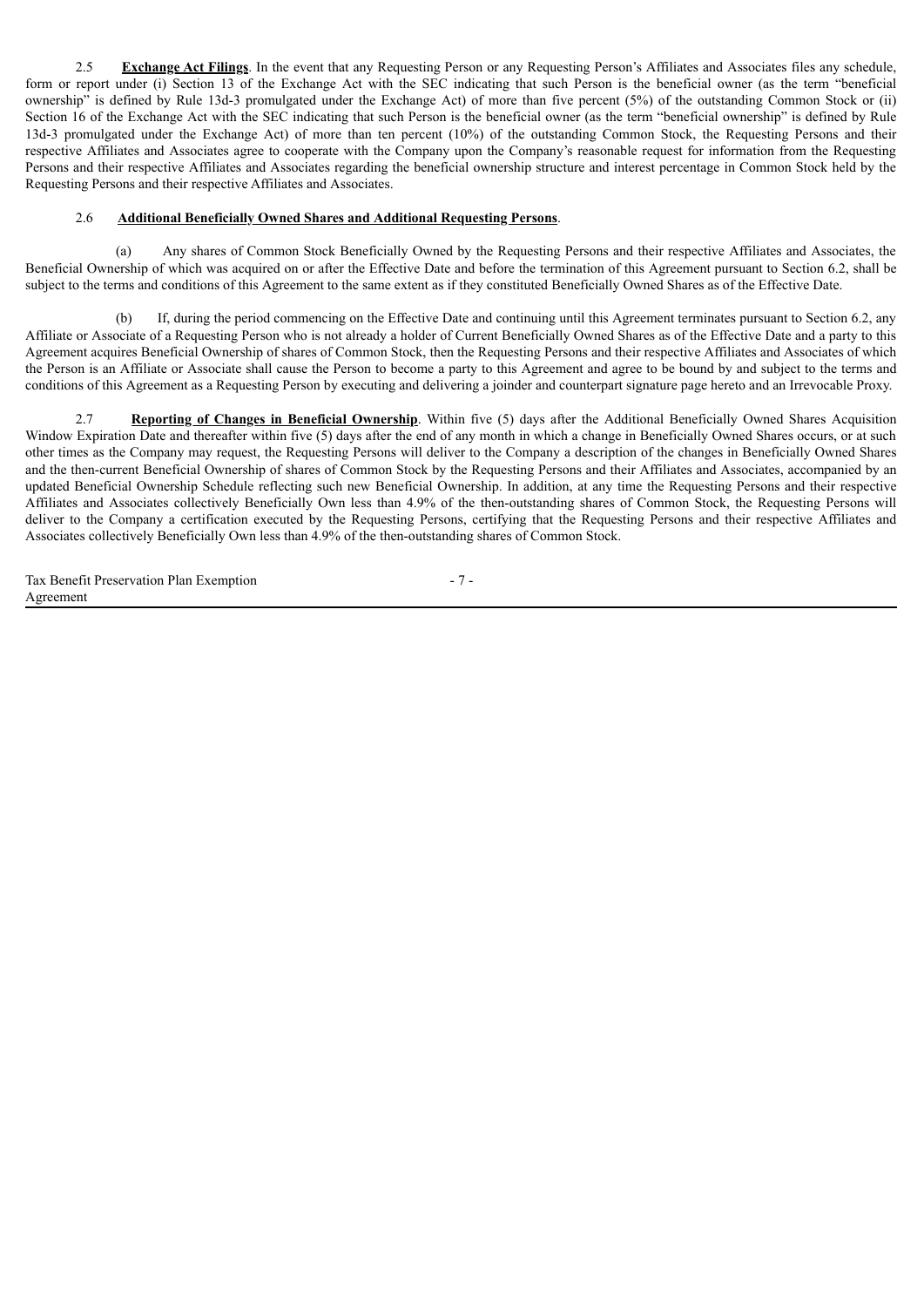2.5 **Exchange Act Filings**. In the event that any Requesting Person or any Requesting Person's Affiliates and Associates files any schedule, form or report under (i) Section 13 of the Exchange Act with the SEC indicating that such Person is the beneficial owner (as the term "beneficial ownership" is defined by Rule 13d-3 promulgated under the Exchange Act) of more than five percent (5%) of the outstanding Common Stock or (ii) Section 16 of the Exchange Act with the SEC indicating that such Person is the beneficial owner (as the term "beneficial ownership" is defined by Rule 13d-3 promulgated under the Exchange Act) of more than ten percent (10%) of the outstanding Common Stock, the Requesting Persons and their respective Affiliates and Associates agree to cooperate with the Company upon the Company's reasonable request for information from the Requesting Persons and their respective Affiliates and Associates regarding the beneficial ownership structure and interest percentage in Common Stock held by the Requesting Persons and their respective Affiliates and Associates.

2.6 **Additional Beneficially Owned Shares and Additional Requesting Persons**.

(a) Any shares of Common Stock Beneficially Owned by the Requesting Persons and their respective Affiliates and Associates, the Beneficial Ownership of which was acquired on or after the Effective Date and before the termination of this Agreement pursuant to Section 6.2, shall be subject to the terms and conditions of this Agreement to the same extent as if they constituted Beneficially Owned Shares as of the Effective Date.

(b) If, during the period commencing on the Effective Date and continuing until this Agreement terminates pursuant to Section 6.2, any Affiliate or Associate of a Requesting Person who is not already a holder of Current Beneficially Owned Shares as of the Effective Date and a party to this Agreement acquires Beneficial Ownership of shares of Common Stock, then the Requesting Persons and their respective Affiliates and Associates of which the Person is an Affiliate or Associate shall cause the Person to become a party to this Agreement and agree to be bound by and subject to the terms and conditions of this Agreement as a Requesting Person by executing and delivering a joinder and counterpart signature page hereto and an Irrevocable Proxy.

2.7 **Reporting of Changes in Beneficial Ownership**. Within five (5) days after the Additional Beneficially Owned Shares Acquisition Window Expiration Date and thereafter within five (5) days after the end of any month in which a change in Beneficially Owned Shares occurs, or at such other times as the Company may request, the Requesting Persons will deliver to the Company a description of the changes in Beneficially Owned Shares and the then-current Beneficial Ownership of shares of Common Stock by the Requesting Persons and their Affiliates and Associates, accompanied by an updated Beneficial Ownership Schedule reflecting such new Beneficial Ownership. In addition, at any time the Requesting Persons and their respective Affiliates and Associates collectively Beneficially Own less than 4.9% of the then-outstanding shares of Common Stock, the Requesting Persons will deliver to the Company a certification executed by the Requesting Persons, certifying that the Requesting Persons and their respective Affiliates and Associates collectively Beneficially Own less than 4.9% of the then-outstanding shares of Common Stock.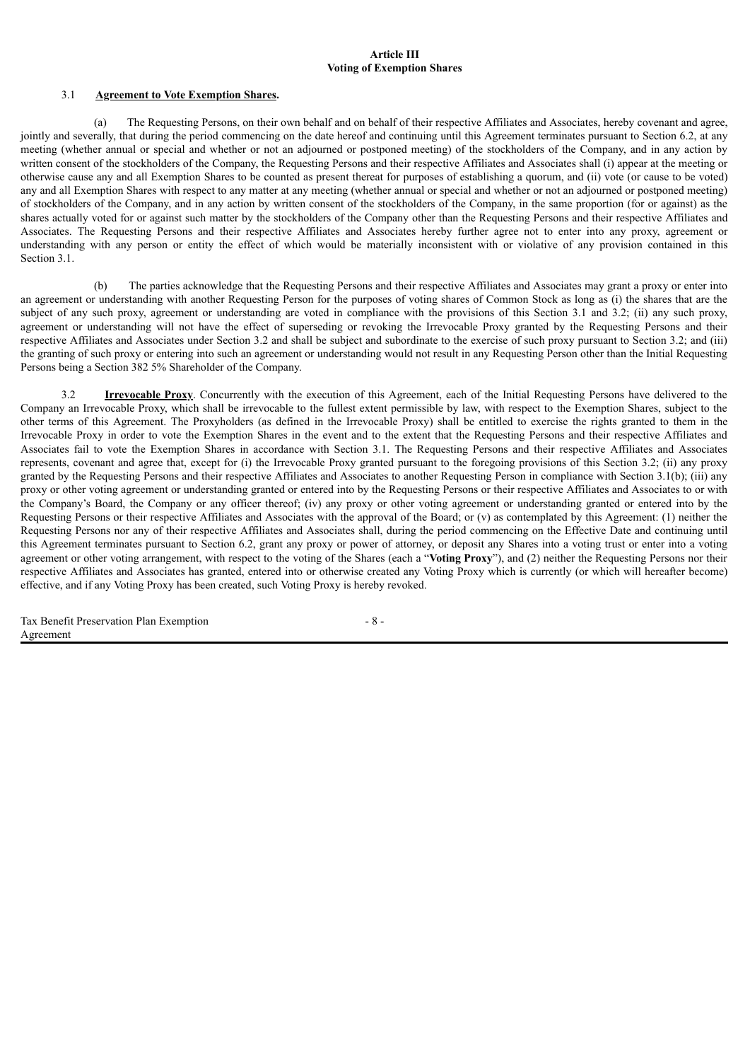**Article III**
**Voting of Exemption Shares**

3.1 **Agreement to Vote Exemption Shares.**

(a) The Requesting Persons, on their own behalf and on behalf of their respective Affiliates and Associates, hereby covenant and agree, jointly and severally, that during the period commencing on the date hereof and continuing until this Agreement terminates pursuant to Section 6.2, at any meeting (whether annual or special and whether or not an adjourned or postponed meeting) of the stockholders of the Company, and in any action by written consent of the stockholders of the Company, the Requesting Persons and their respective Affiliates and Associates shall (i) appear at the meeting or otherwise cause any and all Exemption Shares to be counted as present thereat for purposes of establishing a quorum, and (ii) vote (or cause to be voted) any and all Exemption Shares with respect to any matter at any meeting (whether annual or special and whether or not an adjourned or postponed meeting) of stockholders of the Company, and in any action by written consent of the stockholders of the Company, in the same proportion (for or against) as the shares actually voted for or against such matter by the stockholders of the Company other than the Requesting Persons and their respective Affiliates and Associates. The Requesting Persons and their respective Affiliates and Associates hereby further agree not to enter into any proxy, agreement or understanding with any person or entity the effect of which would be materially inconsistent with or violative of any provision contained in this Section 3.1.

(b) The parties acknowledge that the Requesting Persons and their respective Affiliates and Associates may grant a proxy or enter into an agreement or understanding with another Requesting Person for the purposes of voting shares of Common Stock as long as (i) the shares that are the subject of any such proxy, agreement or understanding are voted in compliance with the provisions of this Section 3.1 and 3.2; (ii) any such proxy, agreement or understanding will not have the effect of superseding or revoking the Irrevocable Proxy granted by the Requesting Persons and their respective Affiliates and Associates under Section 3.2 and shall be subject and subordinate to the exercise of such proxy pursuant to Section 3.2; and (iii) the granting of such proxy or entering into such an agreement or understanding would not result in any Requesting Person other than the Initial Requesting Persons being a Section 382 5% Shareholder of the Company.

3.2 **Irrevocable Proxy**. Concurrently with the execution of this Agreement, each of the Initial Requesting Persons have delivered to the Company an Irrevocable Proxy, which shall be irrevocable to the fullest extent permissible by law, with respect to the Exemption Shares, subject to the other terms of this Agreement. The Proxyholders (as defined in the Irrevocable Proxy) shall be entitled to exercise the rights granted to them in the Irrevocable Proxy in order to vote the Exemption Shares in the event and to the extent that the Requesting Persons and their respective Affiliates and Associates fail to vote the Exemption Shares in accordance with Section 3.1. The Requesting Persons and their respective Affiliates and Associates represents, covenant and agree that, except for (i) the Irrevocable Proxy granted pursuant to the foregoing provisions of this Section 3.2; (ii) any proxy granted by the Requesting Persons and their respective Affiliates and Associates to another Requesting Person in compliance with Section 3.1(b); (iii) any proxy or other voting agreement or understanding granted or entered into by the Requesting Persons or their respective Affiliates and Associates to or with the Company's Board, the Company or any officer thereof; (iv) any proxy or other voting agreement or understanding granted or entered into by the Requesting Persons or their respective Affiliates and Associates with the approval of the Board; or (v) as contemplated by this Agreement: (1) neither the Requesting Persons nor any of their respective Affiliates and Associates shall, during the period commencing on the Effective Date and continuing until this Agreement terminates pursuant to Section 6.2, grant any proxy or power of attorney, or deposit any Shares into a voting trust or enter into a voting agreement or other voting arrangement, with respect to the voting of the Shares (each a "**Voting Proxy**"), and (2) neither the Requesting Persons nor their respective Affiliates and Associates has granted, entered into or otherwise created any Voting Proxy which is currently (or which will hereafter become) effective, and if any Voting Proxy has been created, such Voting Proxy is hereby revoked.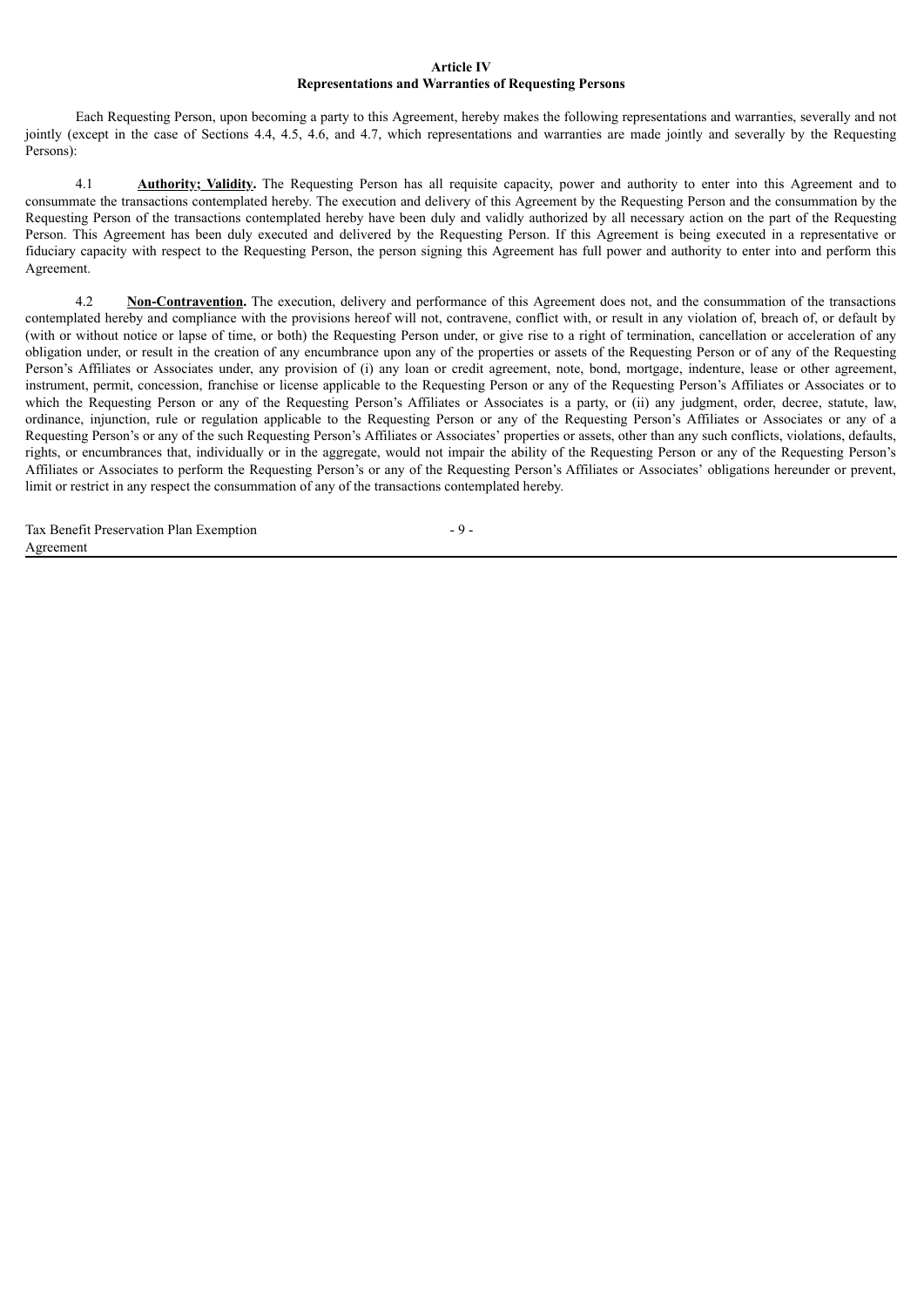**Article IV**
**Representations and Warranties of Requesting Persons**

Each Requesting Person, upon becoming a party to this Agreement, hereby makes the following representations and warranties, severally and not jointly (except in the case of Sections 4.4, 4.5, 4.6, and 4.7, which representations and warranties are made jointly and severally by the Requesting Persons):

4.1 **Authority; Validity.** The Requesting Person has all requisite capacity, power and authority to enter into this Agreement and to consummate the transactions contemplated hereby. The execution and delivery of this Agreement by the Requesting Person and the consummation by the Requesting Person of the transactions contemplated hereby have been duly and validly authorized by all necessary action on the part of the Requesting Person. This Agreement has been duly executed and delivered by the Requesting Person. If this Agreement is being executed in a representative or fiduciary capacity with respect to the Requesting Person, the person signing this Agreement has full power and authority to enter into and perform this Agreement.

4.2 **Non-Contravention.** The execution, delivery and performance of this Agreement does not, and the consummation of the transactions contemplated hereby and compliance with the provisions hereof will not, contravene, conflict with, or result in any violation of, breach of, or default by (with or without notice or lapse of time, or both) the Requesting Person under, or give rise to a right of termination, cancellation or acceleration of any obligation under, or result in the creation of any encumbrance upon any of the properties or assets of the Requesting Person or of any of the Requesting Person's Affiliates or Associates under, any provision of (i) any loan or credit agreement, note, bond, mortgage, indenture, lease or other agreement, instrument, permit, concession, franchise or license applicable to the Requesting Person or any of the Requesting Person's Affiliates or Associates or to which the Requesting Person or any of the Requesting Person's Affiliates or Associates is a party, or (ii) any judgment, order, decree, statute, law, ordinance, injunction, rule or regulation applicable to the Requesting Person or any of the Requesting Person's Affiliates or Associates or any of a Requesting Person's or any of the such Requesting Person's Affiliates or Associates' properties or assets, other than any such conflicts, violations, defaults, rights, or encumbrances that, individually or in the aggregate, would not impair the ability of the Requesting Person or any of the Requesting Person's Affiliates or Associates to perform the Requesting Person's or any of the Requesting Person's Affiliates or Associates' obligations hereunder or prevent, limit or restrict in any respect the consummation of any of the transactions contemplated hereby.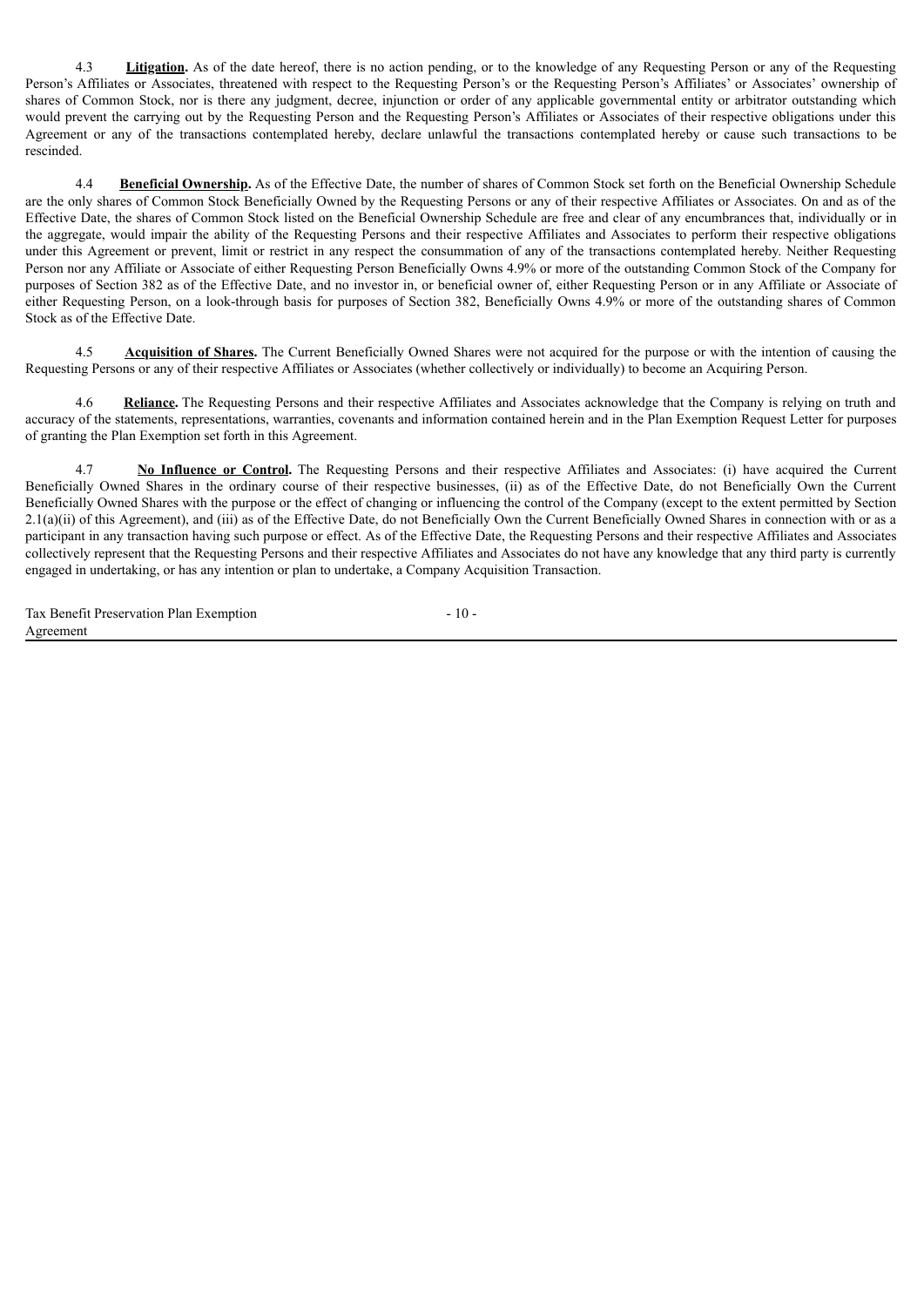4.3 **Litigation.** As of the date hereof, there is no action pending, or to the knowledge of any Requesting Person or any of the Requesting Person's Affiliates or Associates, threatened with respect to the Requesting Person's or the Requesting Person's Affiliates' or Associates' ownership of shares of Common Stock, nor is there any judgment, decree, injunction or order of any applicable governmental entity or arbitrator outstanding which would prevent the carrying out by the Requesting Person and the Requesting Person's Affiliates or Associates of their respective obligations under this Agreement or any of the transactions contemplated hereby, declare unlawful the transactions contemplated hereby or cause such transactions to be rescinded.

4.4 **Beneficial Ownership.** As of the Effective Date, the number of shares of Common Stock set forth on the Beneficial Ownership Schedule are the only shares of Common Stock Beneficially Owned by the Requesting Persons or any of their respective Affiliates or Associates. On and as of the Effective Date, the shares of Common Stock listed on the Beneficial Ownership Schedule are free and clear of any encumbrances that, individually or in the aggregate, would impair the ability of the Requesting Persons and their respective Affiliates and Associates to perform their respective obligations under this Agreement or prevent, limit or restrict in any respect the consummation of any of the transactions contemplated hereby. Neither Requesting Person nor any Affiliate or Associate of either Requesting Person Beneficially Owns 4.9% or more of the outstanding Common Stock of the Company for purposes of Section 382 as of the Effective Date, and no investor in, or beneficial owner of, either Requesting Person or in any Affiliate or Associate of either Requesting Person, on a look-through basis for purposes of Section 382, Beneficially Owns 4.9% or more of the outstanding shares of Common Stock as of the Effective Date.

4.5 **Acquisition of Shares.** The Current Beneficially Owned Shares were not acquired for the purpose or with the intention of causing the Requesting Persons or any of their respective Affiliates or Associates (whether collectively or individually) to become an Acquiring Person.

4.6 **Reliance.** The Requesting Persons and their respective Affiliates and Associates acknowledge that the Company is relying on truth and accuracy of the statements, representations, warranties, covenants and information contained herein and in the Plan Exemption Request Letter for purposes of granting the Plan Exemption set forth in this Agreement.

4.7 **No Influence or Control.** The Requesting Persons and their respective Affiliates and Associates: (i) have acquired the Current Beneficially Owned Shares in the ordinary course of their respective businesses, (ii) as of the Effective Date, do not Beneficially Own the Current Beneficially Owned Shares with the purpose or the effect of changing or influencing the control of the Company (except to the extent permitted by Section 2.1(a)(ii) of this Agreement), and (iii) as of the Effective Date, do not Beneficially Own the Current Beneficially Owned Shares in connection with or as a participant in any transaction having such purpose or effect. As of the Effective Date, the Requesting Persons and their respective Affiliates and Associates collectively represent that the Requesting Persons and their respective Affiliates and Associates do not have any knowledge that any third party is currently engaged in undertaking, or has any intention or plan to undertake, a Company Acquisition Transaction.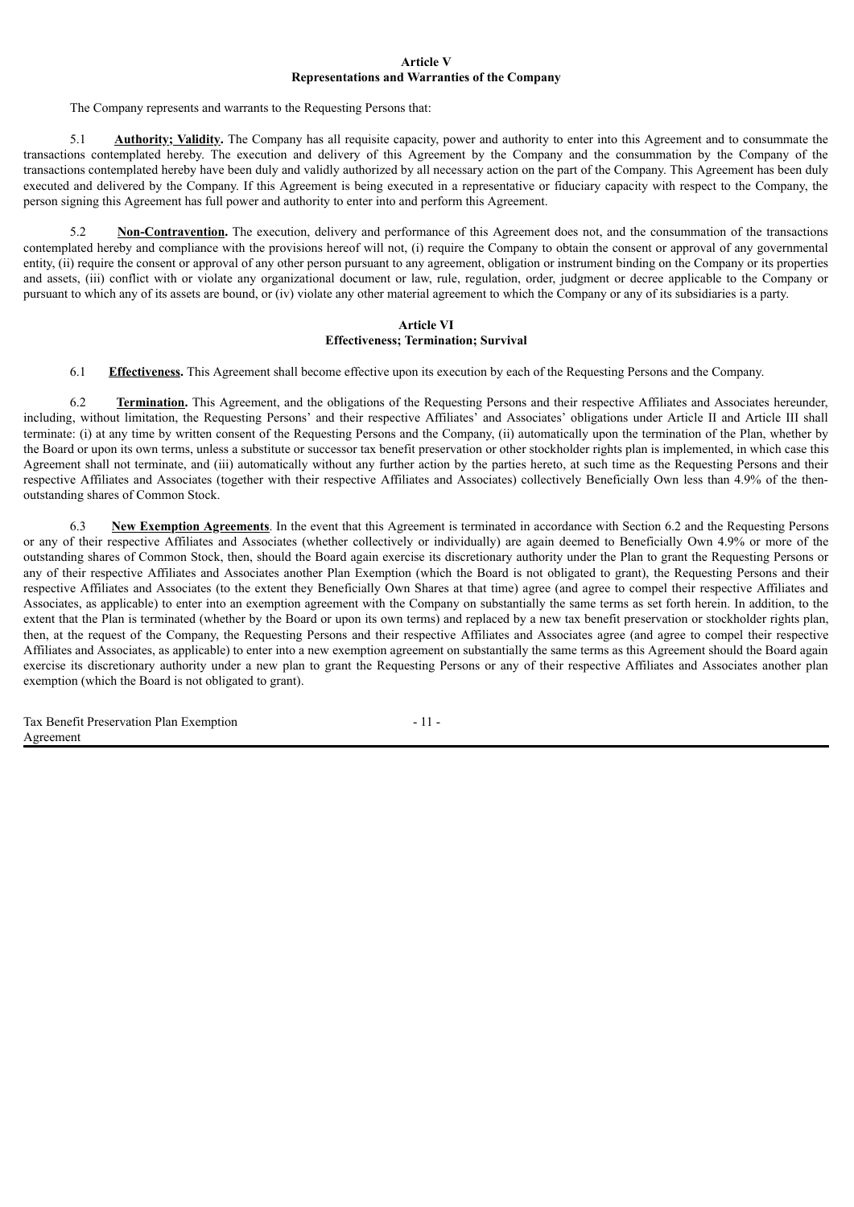## Article V
## Representations and Warranties of the Company

The Company represents and warrants to the Requesting Persons that:

5.1 **Authority; Validity.** The Company has all requisite capacity, power and authority to enter into this Agreement and to consummate the transactions contemplated hereby. The execution and delivery of this Agreement by the Company and the consummation by the Company of the transactions contemplated hereby have been duly and validly authorized by all necessary action on the part of the Company. This Agreement has been duly executed and delivered by the Company. If this Agreement is being executed in a representative or fiduciary capacity with respect to the Company, the person signing this Agreement has full power and authority to enter into and perform this Agreement.

5.2 **Non-Contravention.** The execution, delivery and performance of this Agreement does not, and the consummation of the transactions contemplated hereby and compliance with the provisions hereof will not, (i) require the Company to obtain the consent or approval of any governmental entity, (ii) require the consent or approval of any other person pursuant to any agreement, obligation or instrument binding on the Company or its properties and assets, (iii) conflict with or violate any organizational document or law, rule, regulation, order, judgment or decree applicable to the Company or pursuant to which any of its assets are bound, or (iv) violate any other material agreement to which the Company or any of its subsidiaries is a party.

## Article VI
## Effectiveness; Termination; Survival

6.1 **Effectiveness.** This Agreement shall become effective upon its execution by each of the Requesting Persons and the Company.

6.2 **Termination.** This Agreement, and the obligations of the Requesting Persons and their respective Affiliates and Associates hereunder, including, without limitation, the Requesting Persons' and their respective Affiliates' and Associates' obligations under Article II and Article III shall terminate: (i) at any time by written consent of the Requesting Persons and the Company, (ii) automatically upon the termination of the Plan, whether by the Board or upon its own terms, unless a substitute or successor tax benefit preservation or other stockholder rights plan is implemented, in which case this Agreement shall not terminate, and (iii) automatically without any further action by the parties hereto, at such time as the Requesting Persons and their respective Affiliates and Associates (together with their respective Affiliates and Associates) collectively Beneficially Own less than 4.9% of the then-outstanding shares of Common Stock.

6.3 **New Exemption Agreements**. In the event that this Agreement is terminated in accordance with Section 6.2 and the Requesting Persons or any of their respective Affiliates and Associates (whether collectively or individually) are again deemed to Beneficially Own 4.9% or more of the outstanding shares of Common Stock, then, should the Board again exercise its discretionary authority under the Plan to grant the Requesting Persons or any of their respective Affiliates and Associates another Plan Exemption (which the Board is not obligated to grant), the Requesting Persons and their respective Affiliates and Associates (to the extent they Beneficially Own Shares at that time) agree (and agree to compel their respective Affiliates and Associates, as applicable) to enter into an exemption agreement with the Company on substantially the same terms as set forth herein. In addition, to the extent that the Plan is terminated (whether by the Board or upon its own terms) and replaced by a new tax benefit preservation or stockholder rights plan, then, at the request of the Company, the Requesting Persons and their respective Affiliates and Associates agree (and agree to compel their respective Affiliates and Associates, as applicable) to enter into a new exemption agreement on substantially the same terms as this Agreement should the Board again exercise its discretionary authority under a new plan to grant the Requesting Persons or any of their respective Affiliates and Associates another plan exemption (which the Board is not obligated to grant).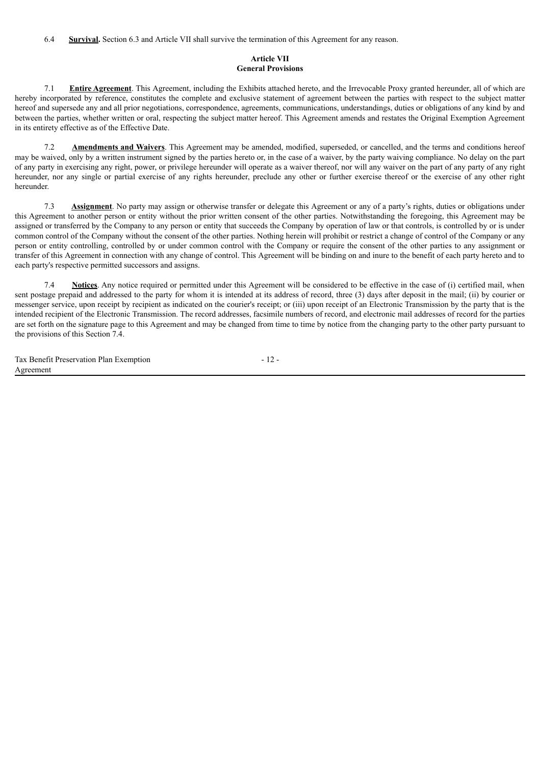6.4 **Survival.** Section 6.3 and Article VII shall survive the termination of this Agreement for any reason.

**Article VII**
**General Provisions**

7.1 **Entire Agreement**. This Agreement, including the Exhibits attached hereto, and the Irrevocable Proxy granted hereunder, all of which are hereby incorporated by reference, constitutes the complete and exclusive statement of agreement between the parties with respect to the subject matter hereof and supersede any and all prior negotiations, correspondence, agreements, communications, understandings, duties or obligations of any kind by and between the parties, whether written or oral, respecting the subject matter hereof. This Agreement amends and restates the Original Exemption Agreement in its entirety effective as of the Effective Date.

7.2 **Amendments and Waivers**. This Agreement may be amended, modified, superseded, or cancelled, and the terms and conditions hereof may be waived, only by a written instrument signed by the parties hereto or, in the case of a waiver, by the party waiving compliance. No delay on the part of any party in exercising any right, power, or privilege hereunder will operate as a waiver thereof, nor will any waiver on the part of any party of any right hereunder, nor any single or partial exercise of any rights hereunder, preclude any other or further exercise thereof or the exercise of any other right hereunder.

7.3 **Assignment**. No party may assign or otherwise transfer or delegate this Agreement or any of a party's rights, duties or obligations under this Agreement to another person or entity without the prior written consent of the other parties. Notwithstanding the foregoing, this Agreement may be assigned or transferred by the Company to any person or entity that succeeds the Company by operation of law or that controls, is controlled by or is under common control of the Company without the consent of the other parties. Nothing herein will prohibit or restrict a change of control of the Company or any person or entity controlling, controlled by or under common control with the Company or require the consent of the other parties to any assignment or transfer of this Agreement in connection with any change of control. This Agreement will be binding on and inure to the benefit of each party hereto and to each party's respective permitted successors and assigns.

7.4 **Notices**. Any notice required or permitted under this Agreement will be considered to be effective in the case of (i) certified mail, when sent postage prepaid and addressed to the party for whom it is intended at its address of record, three (3) days after deposit in the mail; (ii) by courier or messenger service, upon receipt by recipient as indicated on the courier's receipt; or (iii) upon receipt of an Electronic Transmission by the party that is the intended recipient of the Electronic Transmission. The record addresses, facsimile numbers of record, and electronic mail addresses of record for the parties are set forth on the signature page to this Agreement and may be changed from time to time by notice from the changing party to the other party pursuant to the provisions of this Section 7.4.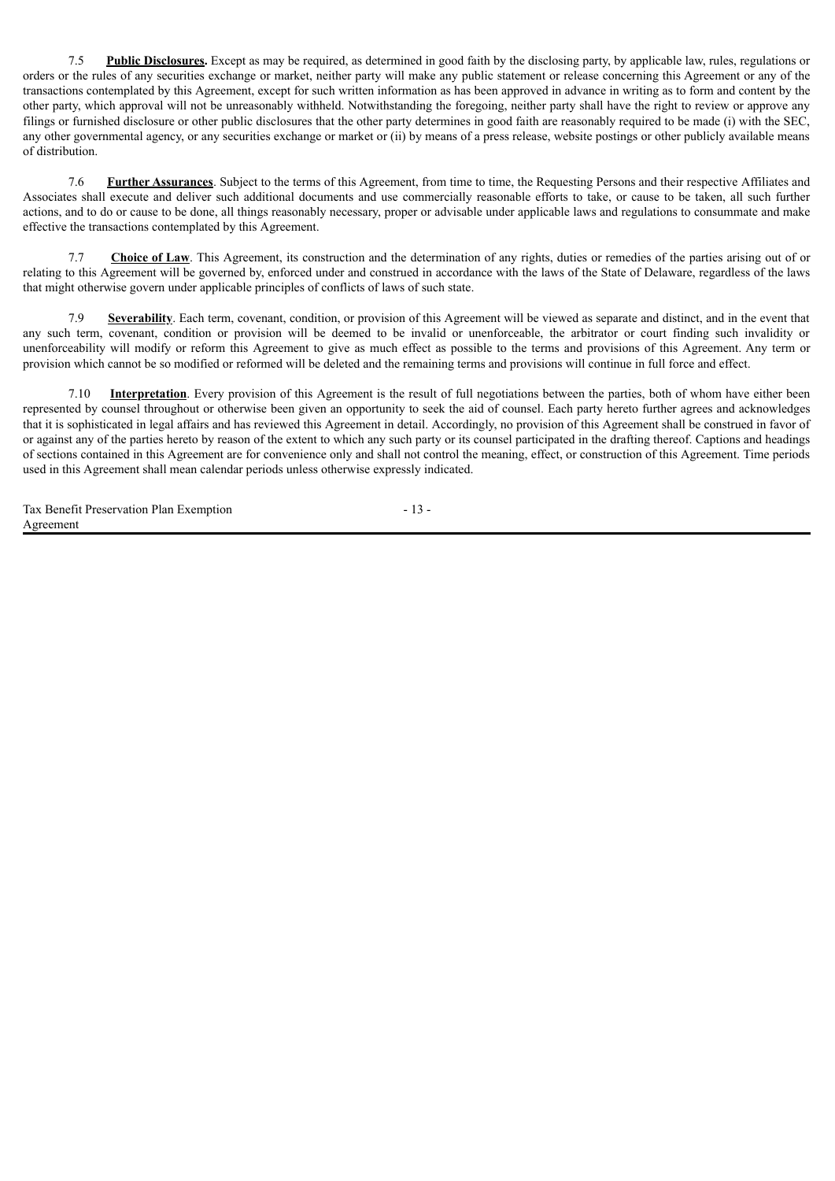7.5 **Public Disclosures.** Except as may be required, as determined in good faith by the disclosing party, by applicable law, rules, regulations or orders or the rules of any securities exchange or market, neither party will make any public statement or release concerning this Agreement or any of the transactions contemplated by this Agreement, except for such written information as has been approved in advance in writing as to form and content by the other party, which approval will not be unreasonably withheld. Notwithstanding the foregoing, neither party shall have the right to review or approve any filings or furnished disclosure or other public disclosures that the other party determines in good faith are reasonably required to be made (i) with the SEC, any other governmental agency, or any securities exchange or market or (ii) by means of a press release, website postings or other publicly available means of distribution.

7.6 **Further Assurances**. Subject to the terms of this Agreement, from time to time, the Requesting Persons and their respective Affiliates and Associates shall execute and deliver such additional documents and use commercially reasonable efforts to take, or cause to be taken, all such further actions, and to do or cause to be done, all things reasonably necessary, proper or advisable under applicable laws and regulations to consummate and make effective the transactions contemplated by this Agreement.

7.7 **Choice of Law**. This Agreement, its construction and the determination of any rights, duties or remedies of the parties arising out of or relating to this Agreement will be governed by, enforced under and construed in accordance with the laws of the State of Delaware, regardless of the laws that might otherwise govern under applicable principles of conflicts of laws of such state.

7.9 **Severability**. Each term, covenant, condition, or provision of this Agreement will be viewed as separate and distinct, and in the event that any such term, covenant, condition or provision will be deemed to be invalid or unenforceable, the arbitrator or court finding such invalidity or unenforceability will modify or reform this Agreement to give as much effect as possible to the terms and provisions of this Agreement. Any term or provision which cannot be so modified or reformed will be deleted and the remaining terms and provisions will continue in full force and effect.

7.10 **Interpretation**. Every provision of this Agreement is the result of full negotiations between the parties, both of whom have either been represented by counsel throughout or otherwise been given an opportunity to seek the aid of counsel. Each party hereto further agrees and acknowledges that it is sophisticated in legal affairs and has reviewed this Agreement in detail. Accordingly, no provision of this Agreement shall be construed in favor of or against any of the parties hereto by reason of the extent to which any such party or its counsel participated in the drafting thereof. Captions and headings of sections contained in this Agreement are for convenience only and shall not control the meaning, effect, or construction of this Agreement. Time periods used in this Agreement shall mean calendar periods unless otherwise expressly indicated.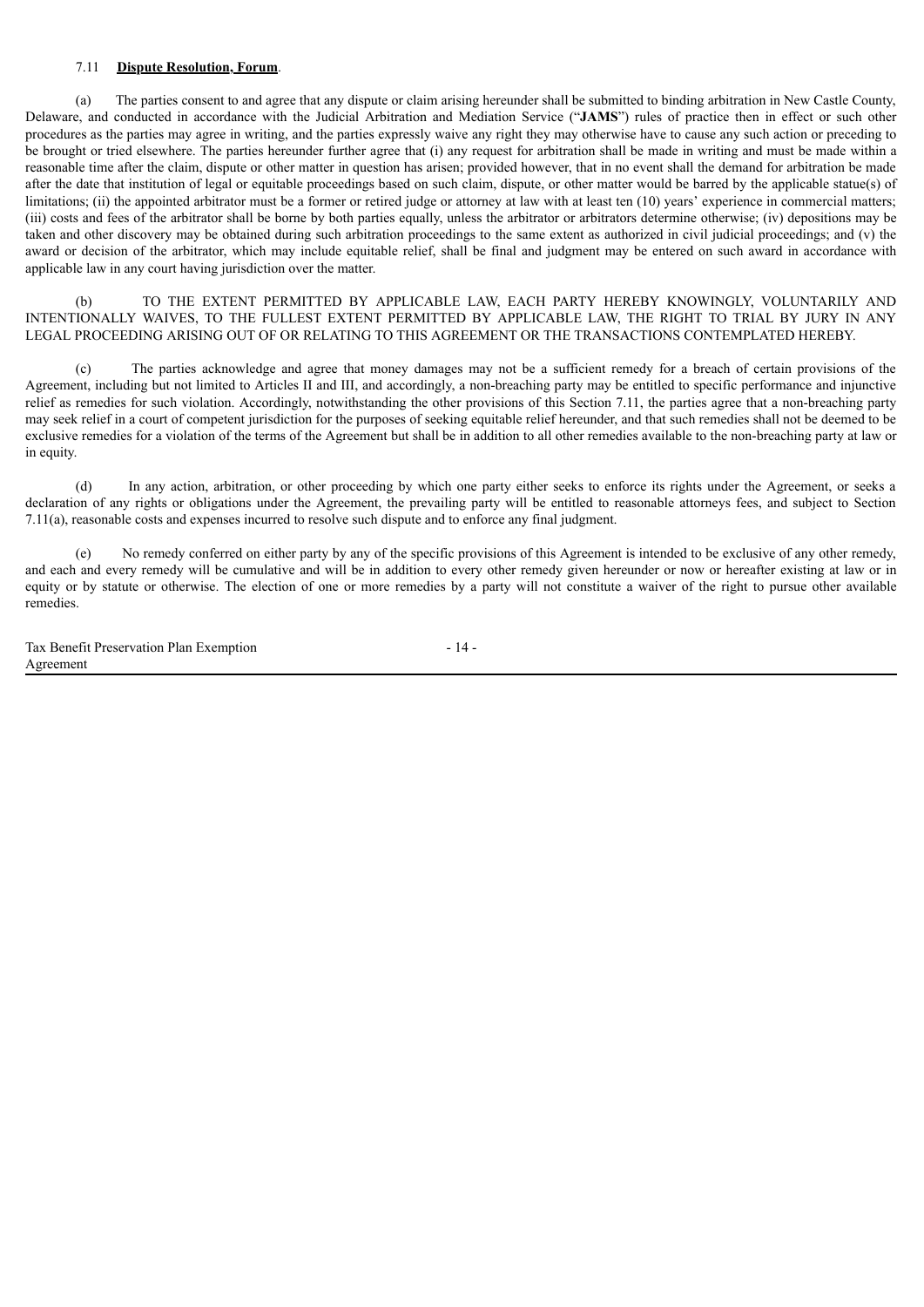7.11 **Dispute Resolution, Forum**.

(a) The parties consent to and agree that any dispute or claim arising hereunder shall be submitted to binding arbitration in New Castle County, Delaware, and conducted in accordance with the Judicial Arbitration and Mediation Service ("**JAMS**") rules of practice then in effect or such other procedures as the parties may agree in writing, and the parties expressly waive any right they may otherwise have to cause any such action or preceding to be brought or tried elsewhere. The parties hereunder further agree that (i) any request for arbitration shall be made in writing and must be made within a reasonable time after the claim, dispute or other matter in question has arisen; provided however, that in no event shall the demand for arbitration be made after the date that institution of legal or equitable proceedings based on such claim, dispute, or other matter would be barred by the applicable statue(s) of limitations; (ii) the appointed arbitrator must be a former or retired judge or attorney at law with at least ten (10) years' experience in commercial matters; (iii) costs and fees of the arbitrator shall be borne by both parties equally, unless the arbitrator or arbitrators determine otherwise; (iv) depositions may be taken and other discovery may be obtained during such arbitration proceedings to the same extent as authorized in civil judicial proceedings; and (v) the award or decision of the arbitrator, which may include equitable relief, shall be final and judgment may be entered on such award in accordance with applicable law in any court having jurisdiction over the matter.

(b) TO THE EXTENT PERMITTED BY APPLICABLE LAW, EACH PARTY HEREBY KNOWINGLY, VOLUNTARILY AND INTENTIONALLY WAIVES, TO THE FULLEST EXTENT PERMITTED BY APPLICABLE LAW, THE RIGHT TO TRIAL BY JURY IN ANY LEGAL PROCEEDING ARISING OUT OF OR RELATING TO THIS AGREEMENT OR THE TRANSACTIONS CONTEMPLATED HEREBY.

(c) The parties acknowledge and agree that money damages may not be a sufficient remedy for a breach of certain provisions of the Agreement, including but not limited to Articles II and III, and accordingly, a non-breaching party may be entitled to specific performance and injunctive relief as remedies for such violation. Accordingly, notwithstanding the other provisions of this Section 7.11, the parties agree that a non-breaching party may seek relief in a court of competent jurisdiction for the purposes of seeking equitable relief hereunder, and that such remedies shall not be deemed to be exclusive remedies for a violation of the terms of the Agreement but shall be in addition to all other remedies available to the non-breaching party at law or in equity.

(d) In any action, arbitration, or other proceeding by which one party either seeks to enforce its rights under the Agreement, or seeks a declaration of any rights or obligations under the Agreement, the prevailing party will be entitled to reasonable attorneys fees, and subject to Section 7.11(a), reasonable costs and expenses incurred to resolve such dispute and to enforce any final judgment.

(e) No remedy conferred on either party by any of the specific provisions of this Agreement is intended to be exclusive of any other remedy, and each and every remedy will be cumulative and will be in addition to every other remedy given hereunder or now or hereafter existing at law or in equity or by statute or otherwise. The election of one or more remedies by a party will not constitute a waiver of the right to pursue other available remedies.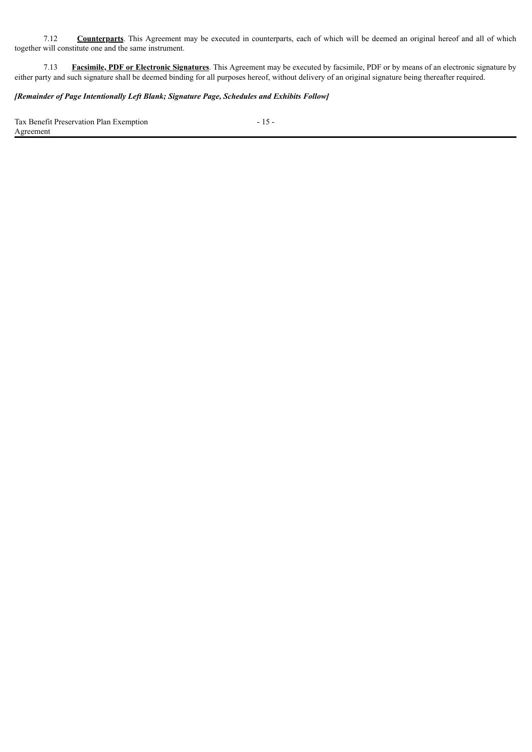7.12 **Counterparts**. This Agreement may be executed in counterparts, each of which will be deemed an original hereof and all of which together will constitute one and the same instrument.

7.13 **Facsimile, PDF or Electronic Signatures**. This Agreement may be executed by facsimile, PDF or by means of an electronic signature by either party and such signature shall be deemed binding for all purposes hereof, without delivery of an original signature being thereafter required.

***[Remainder of Page Intentionally Left Blank; Signature Page, Schedules and Exhibits Follow]***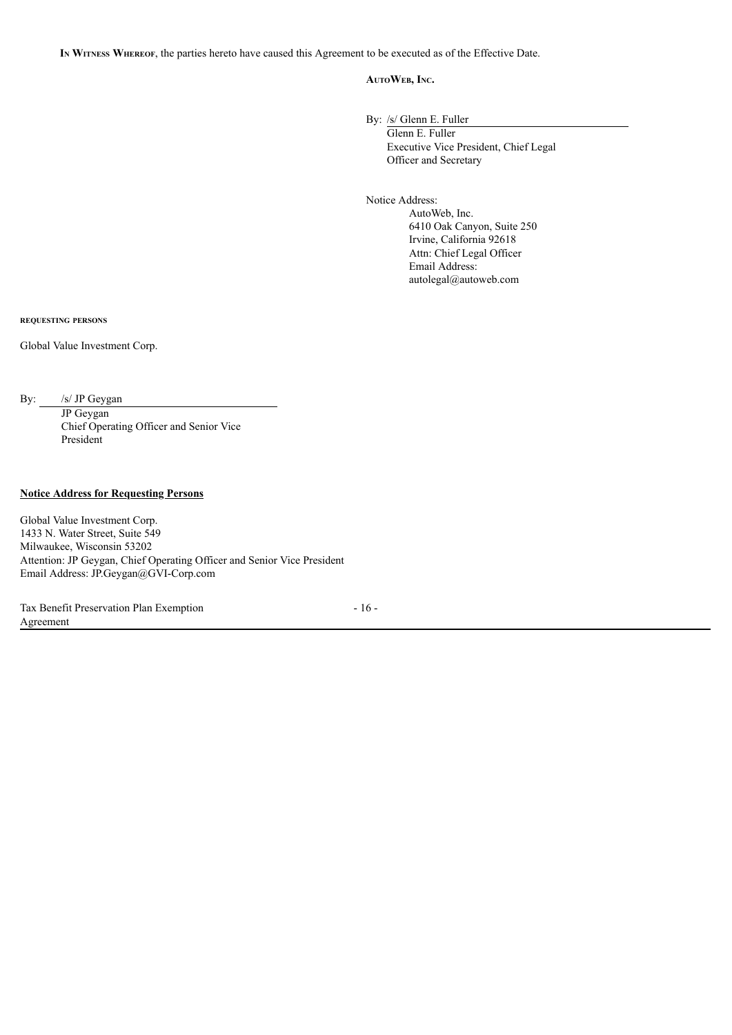**In Witness Whereof**, the parties hereto have caused this Agreement to be executed as of the Effective Date.

**AutoWeb, Inc.**

By: /s/ Glenn E. Fuller
Glenn E. Fuller
Executive Vice President, Chief Legal Officer and Secretary

Notice Address:
AutoWeb, Inc.
6410 Oak Canyon, Suite 250
Irvine, California 92618
Attn: Chief Legal Officer
Email Address:
autolegal@autoweb.com

**REQUESTING PERSONS**

Global Value Investment Corp.

By: /s/ JP Geygan
JP Geygan
Chief Operating Officer and Senior Vice President

**Notice Address for Requesting Persons**

Global Value Investment Corp.
1433 N. Water Street, Suite 549
Milwaukee, Wisconsin 53202
Attention: JP Geygan, Chief Operating Officer and Senior Vice President
Email Address: JP.Geygan@GVI-Corp.com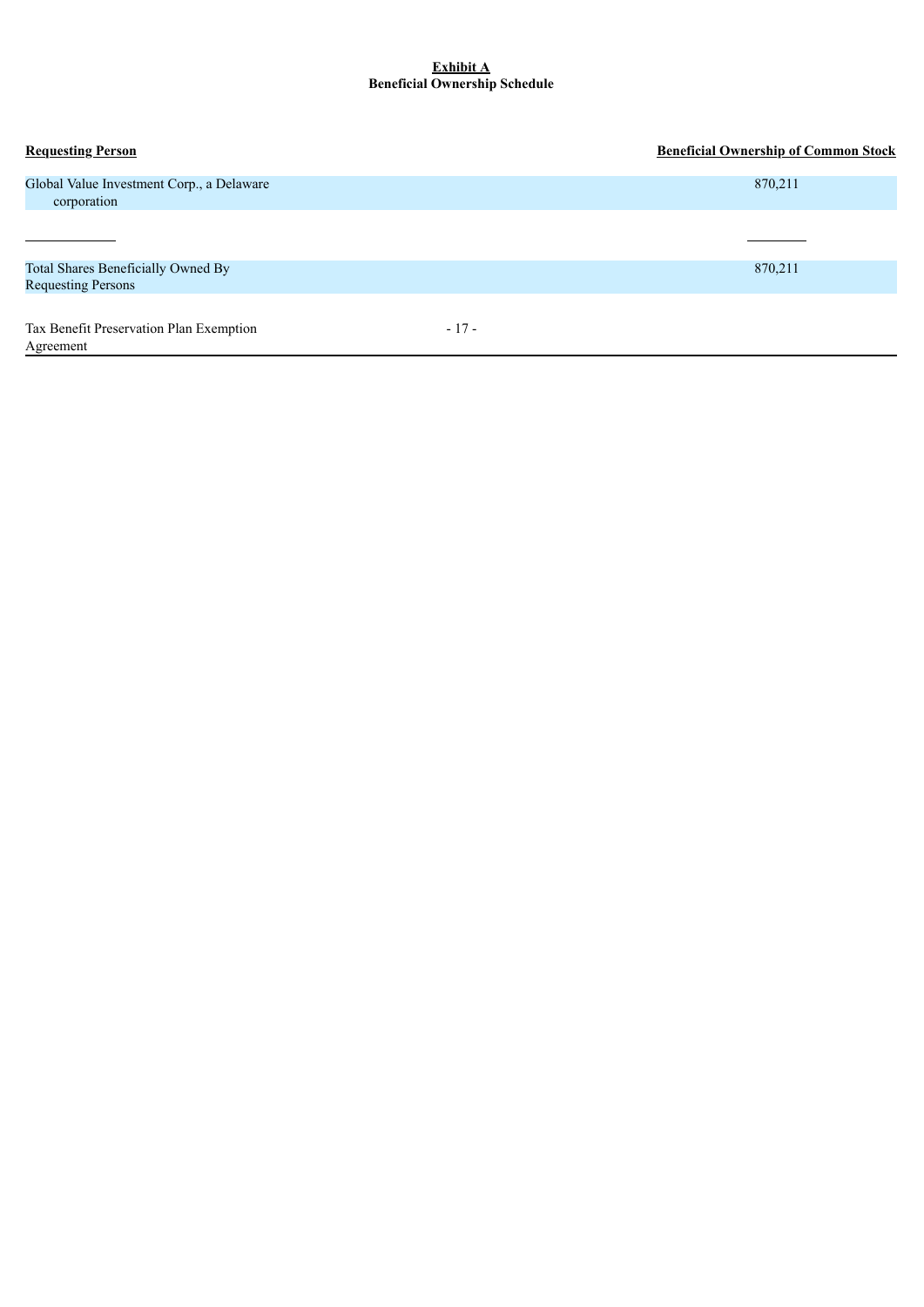**Exhibit A**
**Beneficial Ownership Schedule**

| Requesting Person | Beneficial Ownership of Common Stock |
| --- | --- |
| Global Value Investment Corp., a Delaware corporation | 870,211 |
| Total Shares Beneficially Owned By Requesting Persons | 870,211 |

Tax Benefit Preservation Plan Exemption Agreement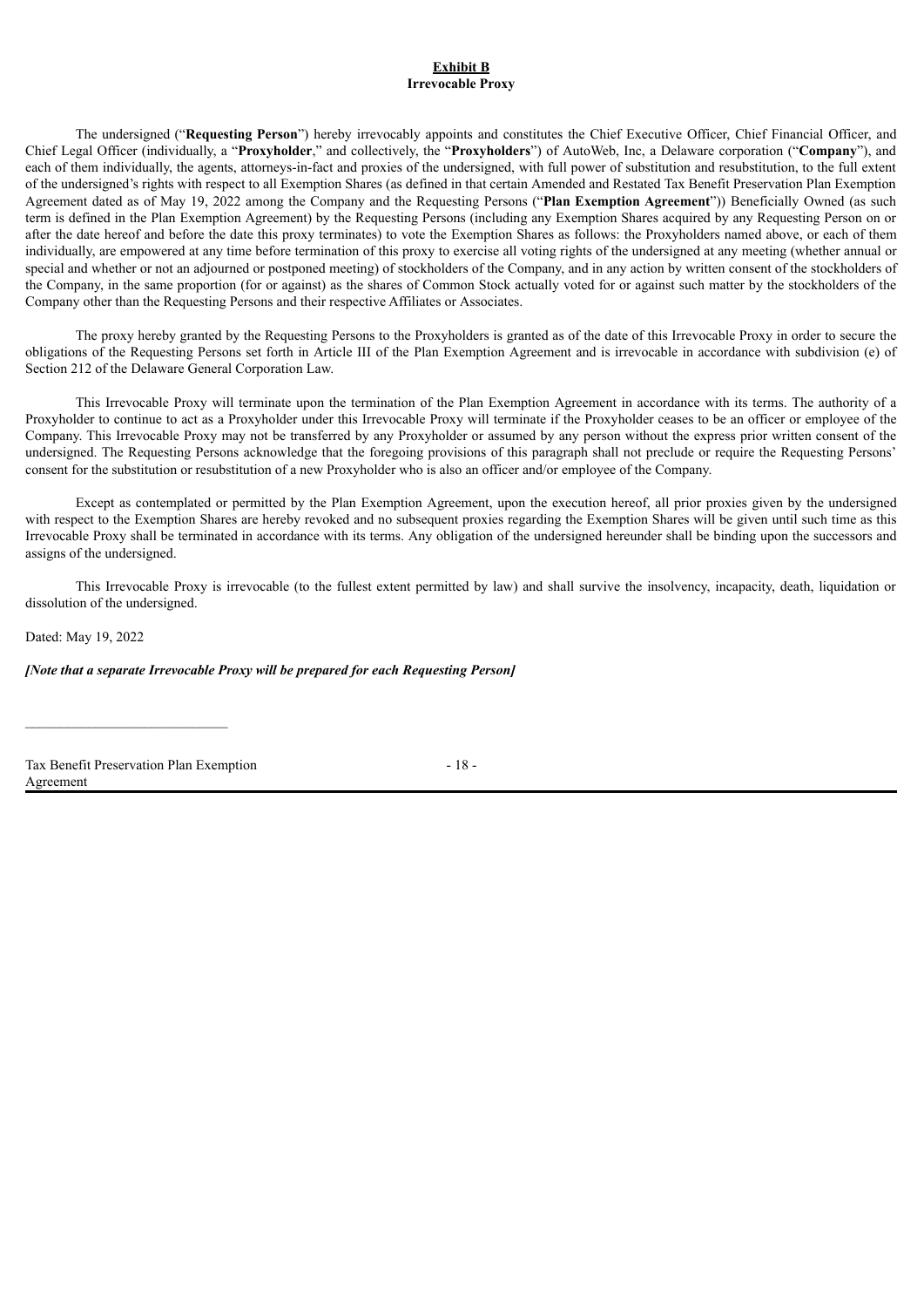**Exhibit B**
**Irrevocable Proxy**

The undersigned ("**Requesting Person**") hereby irrevocably appoints and constitutes the Chief Executive Officer, Chief Financial Officer, and Chief Legal Officer (individually, a "**Proxyholder**," and collectively, the "**Proxyholders**") of AutoWeb, Inc, a Delaware corporation ("**Company**"), and each of them individually, the agents, attorneys-in-fact and proxies of the undersigned, with full power of substitution and resubstitution, to the full extent of the undersigned's rights with respect to all Exemption Shares (as defined in that certain Amended and Restated Tax Benefit Preservation Plan Exemption Agreement dated as of May 19, 2022 among the Company and the Requesting Persons ("**Plan Exemption Agreement**")) Beneficially Owned (as such term is defined in the Plan Exemption Agreement) by the Requesting Persons (including any Exemption Shares acquired by any Requesting Person on or after the date hereof and before the date this proxy terminates) to vote the Exemption Shares as follows: the Proxyholders named above, or each of them individually, are empowered at any time before termination of this proxy to exercise all voting rights of the undersigned at any meeting (whether annual or special and whether or not an adjourned or postponed meeting) of stockholders of the Company, and in any action by written consent of the stockholders of the Company, in the same proportion (for or against) as the shares of Common Stock actually voted for or against such matter by the stockholders of the Company other than the Requesting Persons and their respective Affiliates or Associates.

The proxy hereby granted by the Requesting Persons to the Proxyholders is granted as of the date of this Irrevocable Proxy in order to secure the obligations of the Requesting Persons set forth in Article III of the Plan Exemption Agreement and is irrevocable in accordance with subdivision (e) of Section 212 of the Delaware General Corporation Law.

This Irrevocable Proxy will terminate upon the termination of the Plan Exemption Agreement in accordance with its terms. The authority of a Proxyholder to continue to act as a Proxyholder under this Irrevocable Proxy will terminate if the Proxyholder ceases to be an officer or employee of the Company. This Irrevocable Proxy may not be transferred by any Proxyholder or assumed by any person without the express prior written consent of the undersigned. The Requesting Persons acknowledge that the foregoing provisions of this paragraph shall not preclude or require the Requesting Persons' consent for the substitution or resubstitution of a new Proxyholder who is also an officer and/or employee of the Company.

Except as contemplated or permitted by the Plan Exemption Agreement, upon the execution hereof, all prior proxies given by the undersigned with respect to the Exemption Shares are hereby revoked and no subsequent proxies regarding the Exemption Shares will be given until such time as this Irrevocable Proxy shall be terminated in accordance with its terms. Any obligation of the undersigned hereunder shall be binding upon the successors and assigns of the undersigned.

This Irrevocable Proxy is irrevocable (to the fullest extent permitted by law) and shall survive the insolvency, incapacity, death, liquidation or dissolution of the undersigned.

Dated: May 19, 2022

***[Note that a separate Irrevocable Proxy will be prepared for each Requesting Person]***

\_\_\_\_\_\_\_\_\_\_\_\_\_\_\_\_\_\_\_\_\_\_\_\_\_\_\_\_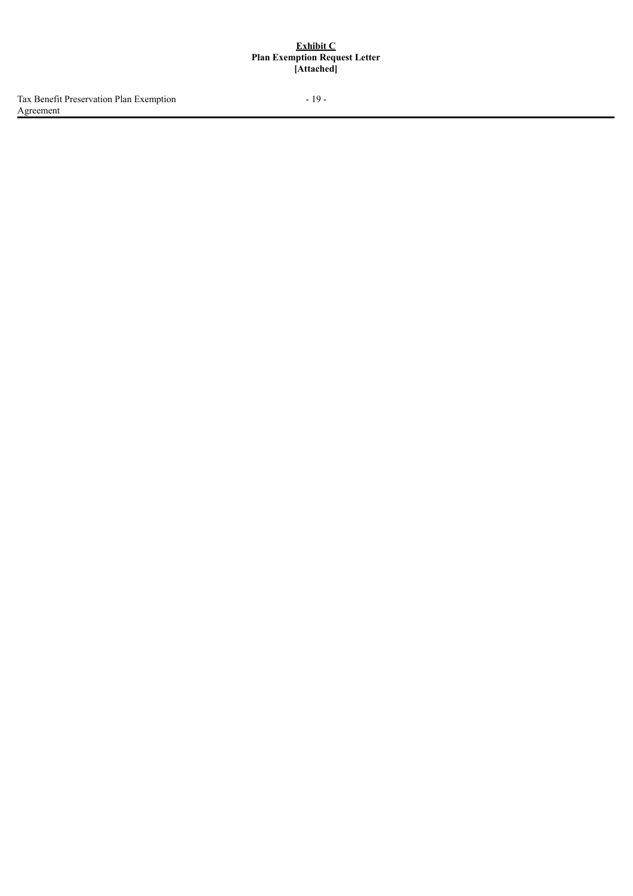**Exhibit C**

**Plan Exemption Request Letter**

**[Attached]**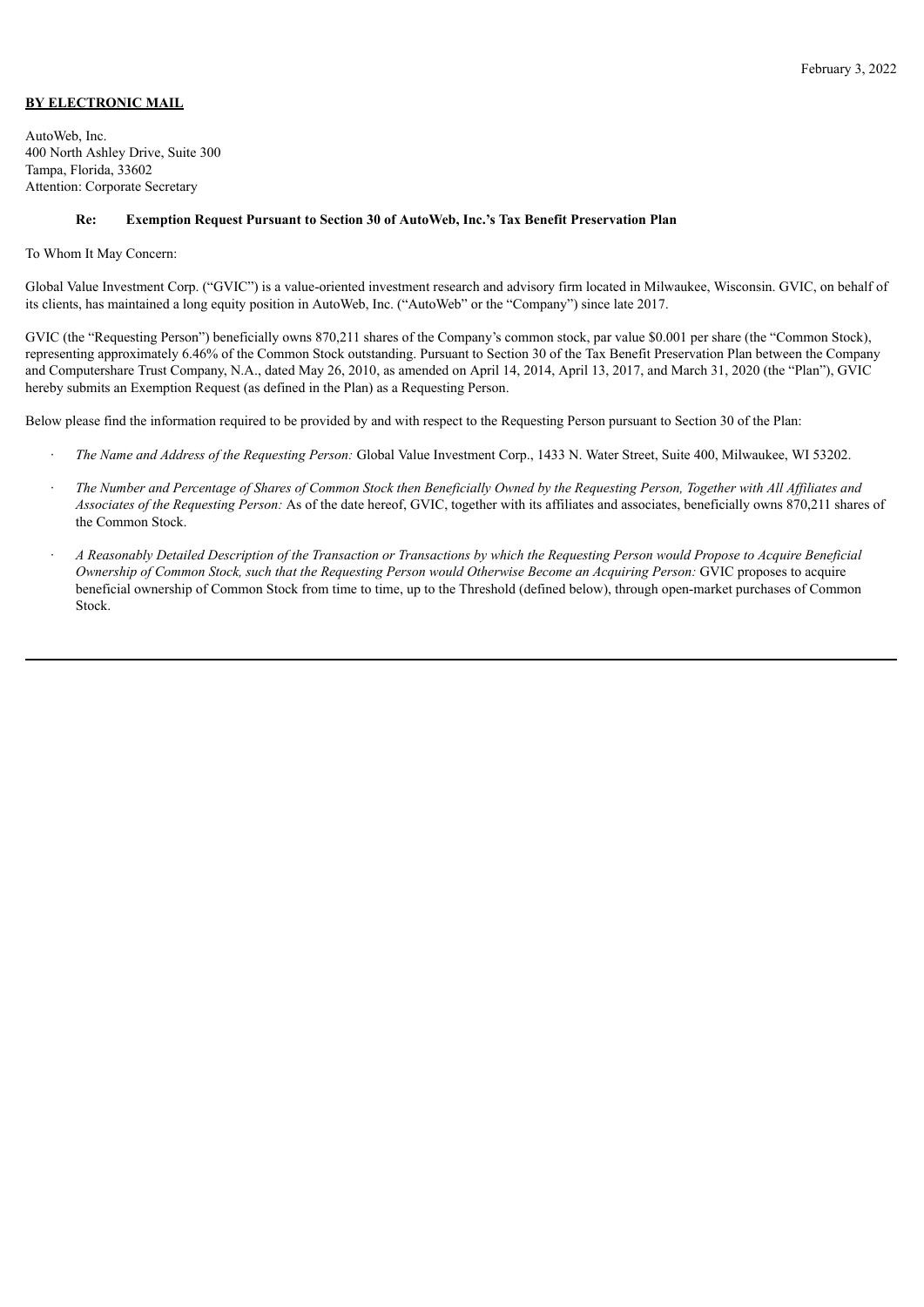February 3, 2022

**BY ELECTRONIC MAIL**

AutoWeb, Inc.
400 North Ashley Drive, Suite 300
Tampa, Florida, 33602
Attention: Corporate Secretary

**Re: Exemption Request Pursuant to Section 30 of AutoWeb, Inc.'s Tax Benefit Preservation Plan**

To Whom It May Concern:

Global Value Investment Corp. ("GVIC") is a value-oriented investment research and advisory firm located in Milwaukee, Wisconsin. GVIC, on behalf of its clients, has maintained a long equity position in AutoWeb, Inc. ("AutoWeb" or the "Company") since late 2017.

GVIC (the "Requesting Person") beneficially owns 870,211 shares of the Company's common stock, par value $0.001 per share (the "Common Stock), representing approximately 6.46% of the Common Stock outstanding. Pursuant to Section 30 of the Tax Benefit Preservation Plan between the Company and Computershare Trust Company, N.A., dated May 26, 2010, as amended on April 14, 2014, April 13, 2017, and March 31, 2020 (the "Plan"), GVIC hereby submits an Exemption Request (as defined in the Plan) as a Requesting Person.

Below please find the information required to be provided by and with respect to the Requesting Person pursuant to Section 30 of the Plan:

- *The Name and Address of the Requesting Person:* Global Value Investment Corp., 1433 N. Water Street, Suite 400, Milwaukee, WI 53202.
- *The Number and Percentage of Shares of Common Stock then Beneficially Owned by the Requesting Person, Together with All Affiliates and Associates of the Requesting Person:* As of the date hereof, GVIC, together with its affiliates and associates, beneficially owns 870,211 shares of the Common Stock.
- *A Reasonably Detailed Description of the Transaction or Transactions by which the Requesting Person would Propose to Acquire Beneficial Ownership of Common Stock, such that the Requesting Person would Otherwise Become an Acquiring Person:* GVIC proposes to acquire beneficial ownership of Common Stock from time to time, up to the Threshold (defined below), through open-market purchases of Common Stock.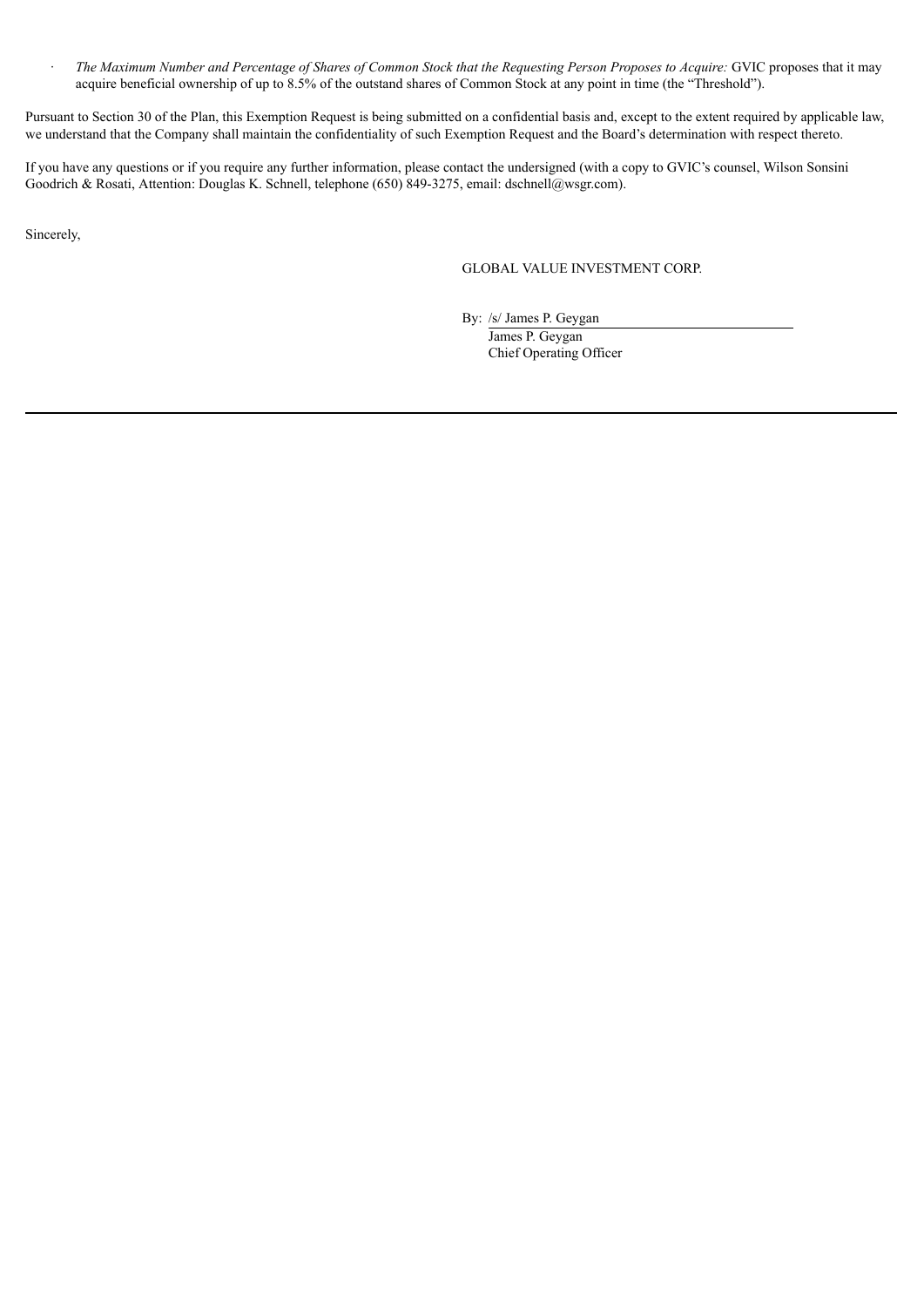- *The Maximum Number and Percentage of Shares of Common Stock that the Requesting Person Proposes to Acquire:* GVIC proposes that it may acquire beneficial ownership of up to 8.5% of the outstand shares of Common Stock at any point in time (the "Threshold").

Pursuant to Section 30 of the Plan, this Exemption Request is being submitted on a confidential basis and, except to the extent required by applicable law, we understand that the Company shall maintain the confidentiality of such Exemption Request and the Board's determination with respect thereto.

If you have any questions or if you require any further information, please contact the undersigned (with a copy to GVIC's counsel, Wilson Sonsini Goodrich & Rosati, Attention: Douglas K. Schnell, telephone (650) 849-3275, email: dschnell@wsgr.com).

Sincerely,

GLOBAL VALUE INVESTMENT CORP.

By: /s/ James P. Geygan

James P. Geygan

Chief Operating Officer